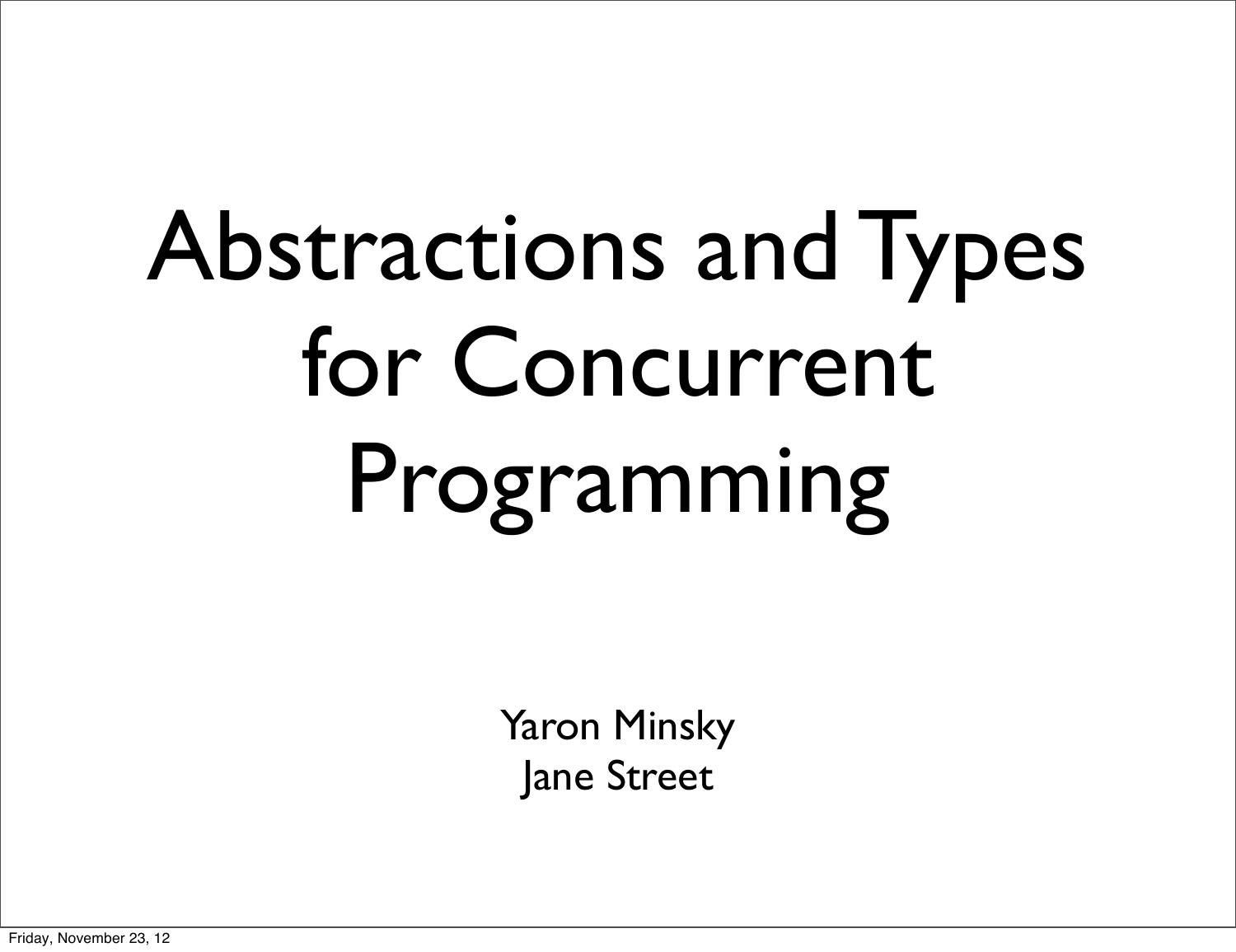# Abstractions and Types for Concurrent Programming

Yaron Minsky
Jane Street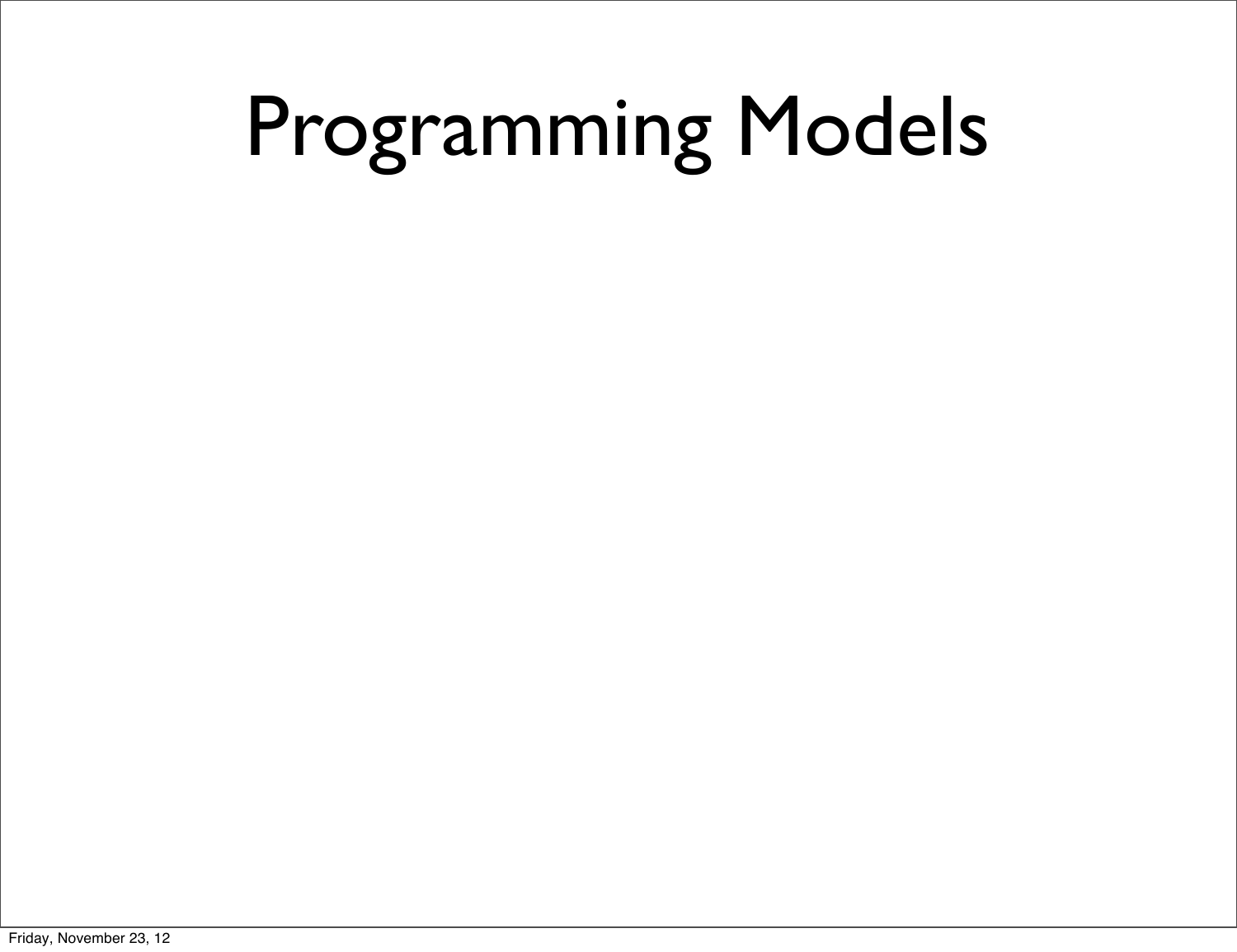# Programming Models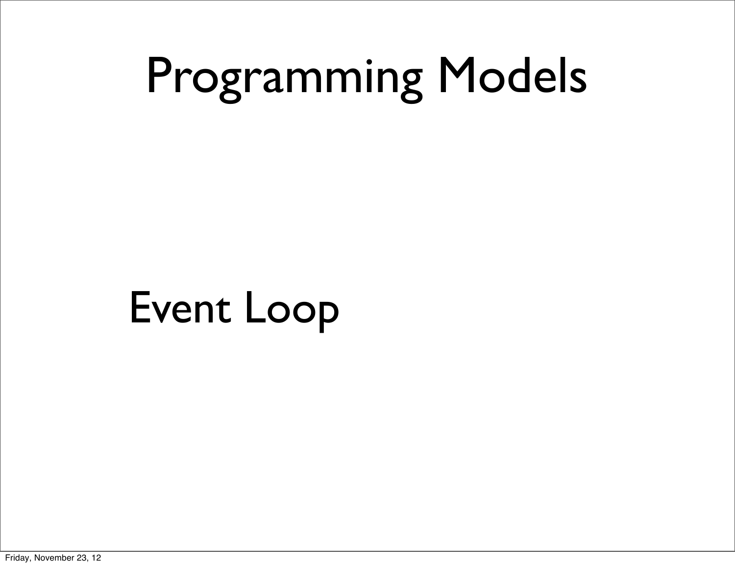# Programming Models

Event Loop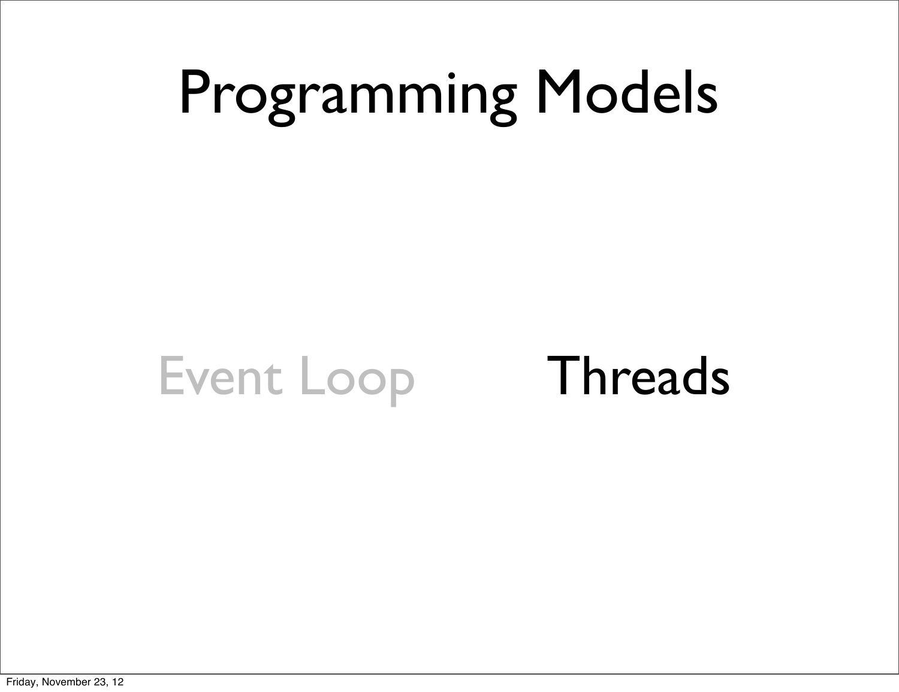# Programming Models

Event Loop    Threads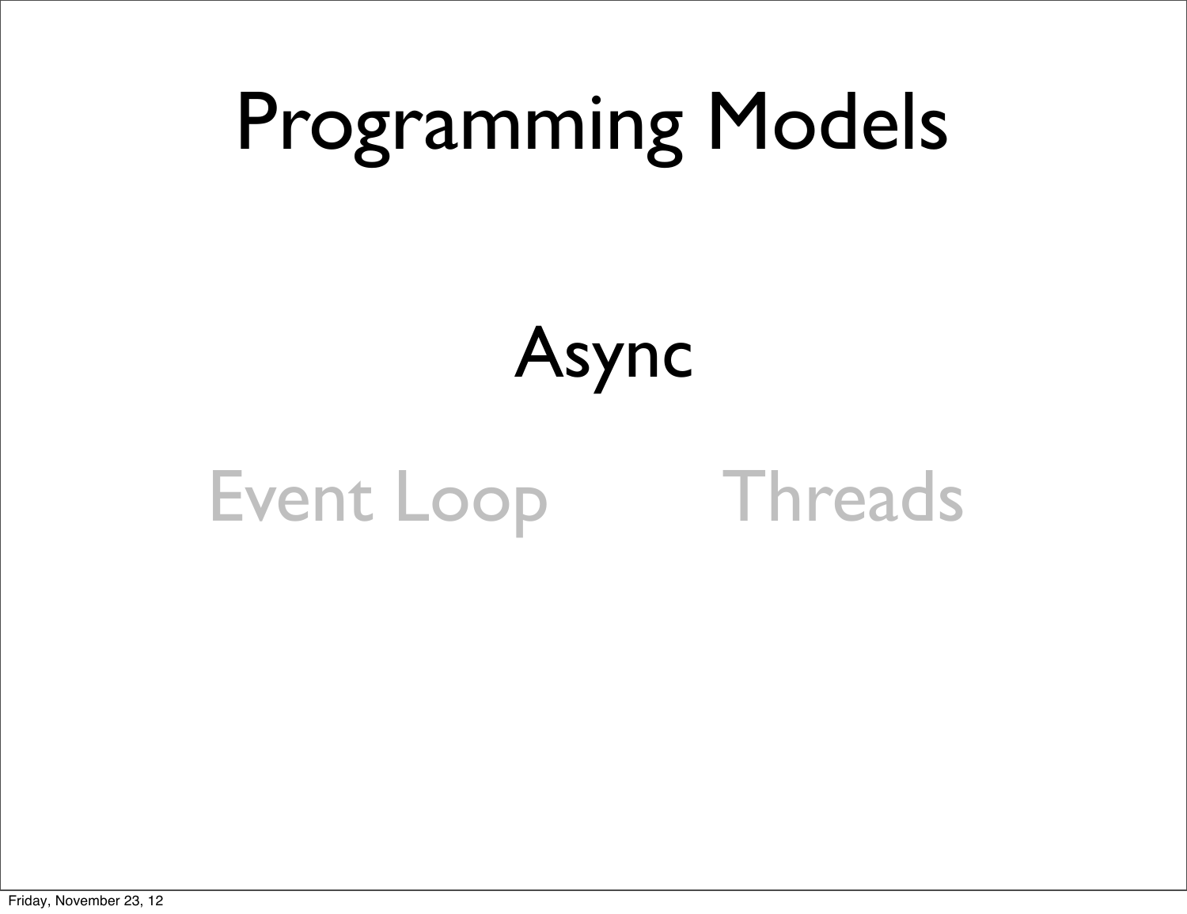# Programming Models

Async

Event Loop Threads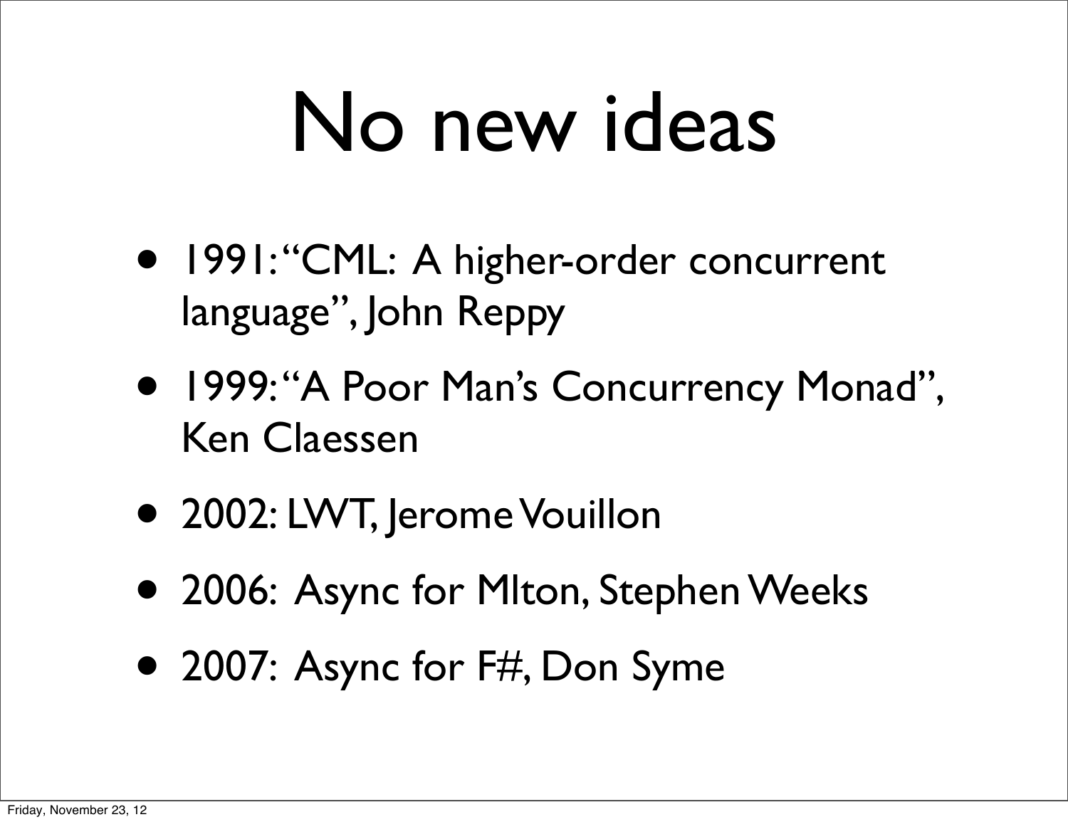# No new ideas

- 1991: "CML: A higher-order concurrent language", John Reppy
- 1999: "A Poor Man's Concurrency Monad", Ken Claessen
- 2002: LWT, Jerome Vouillon
- 2006: Async for Mlton, Stephen Weeks
- 2007: Async for F#, Don Syme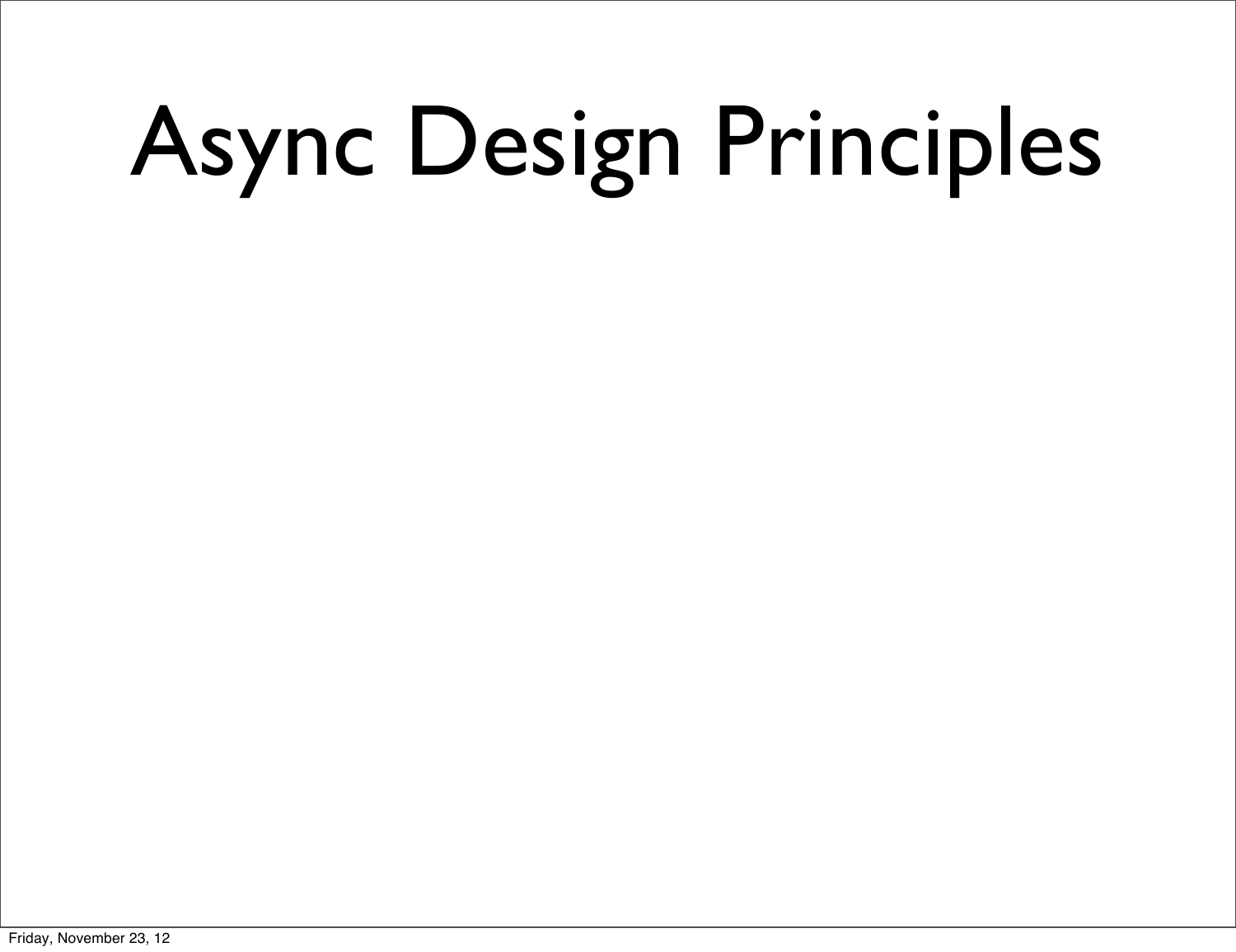# Async Design Principles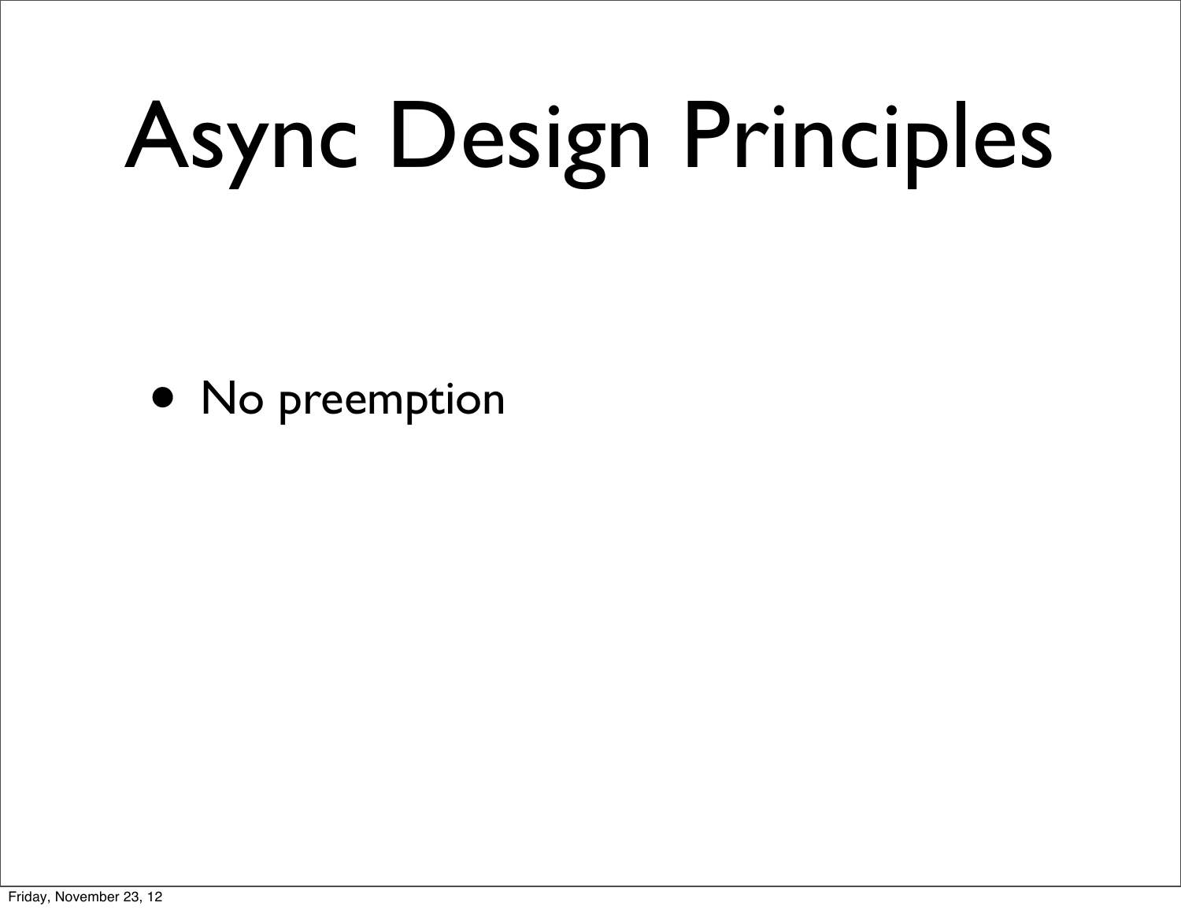# Async Design Principles

- No preemption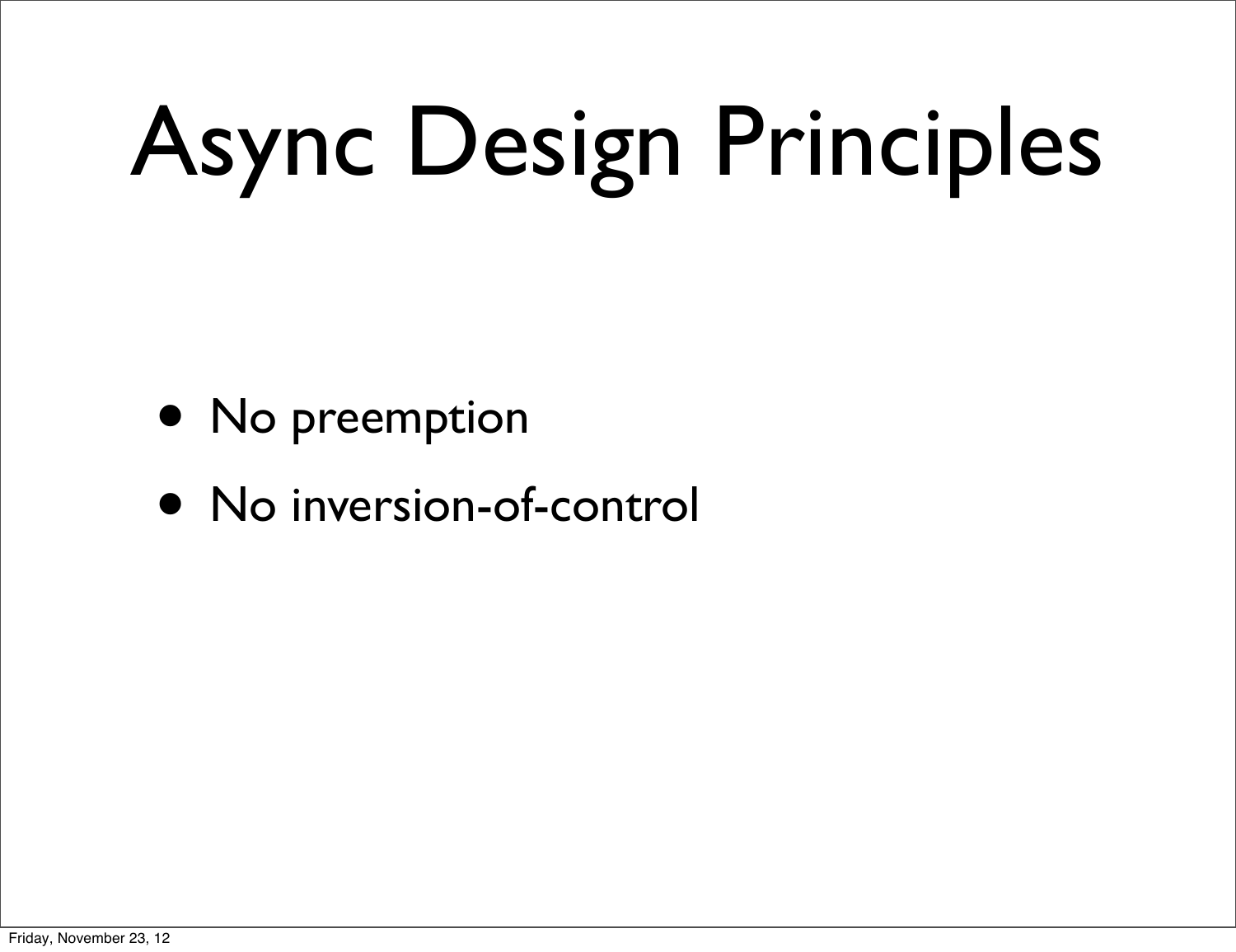# Async Design Principles

- No preemption
- No inversion-of-control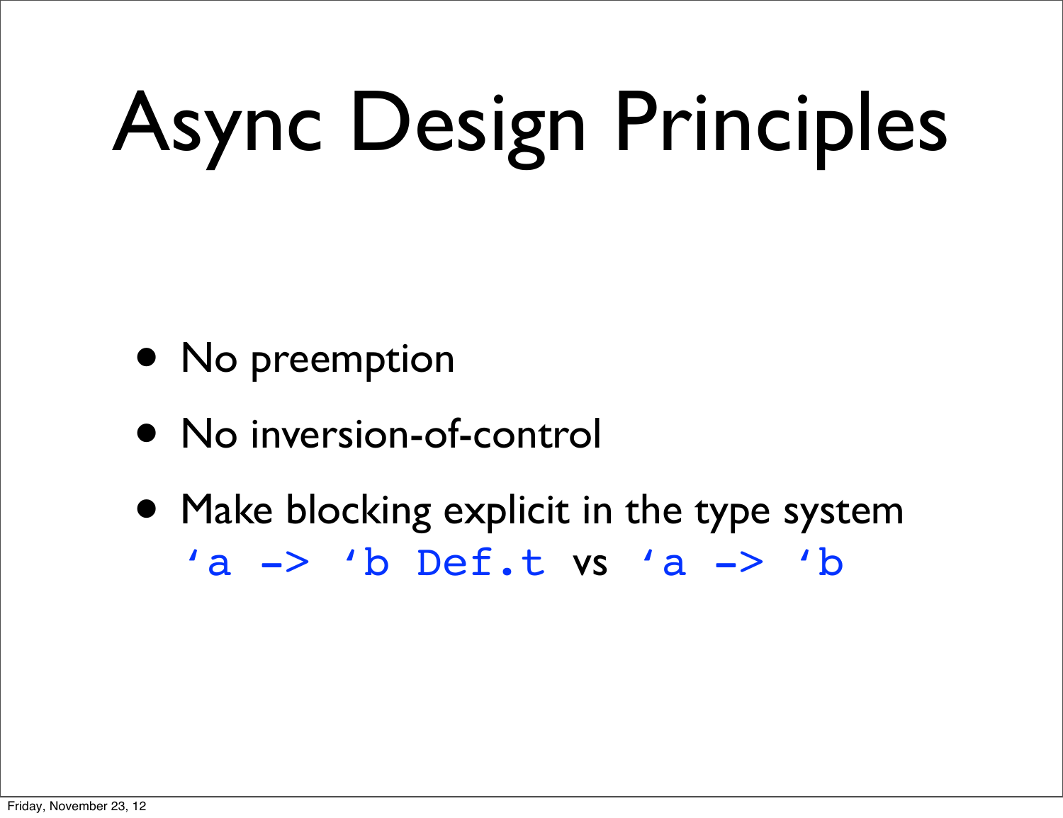# Async Design Principles

- No preemption
- No inversion-of-control
- Make blocking explicit in the type system
  `‘a -> ‘b Def.t` vs `‘a -> ‘b`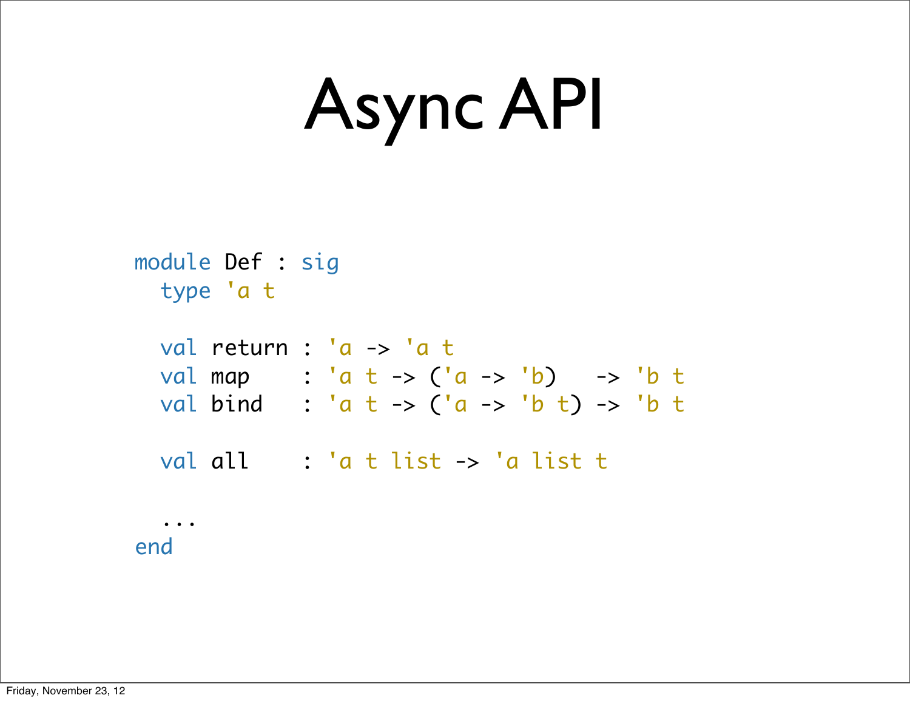# Async API

```ocaml
module Def : sig
  type 'a t

  val return : 'a -> 'a t
  val map    : 'a t -> ('a -> 'b)   -> 'b t
  val bind   : 'a t -> ('a -> 'b t) -> 'b t

  val all    : 'a t list -> 'a list t

  ...
end
```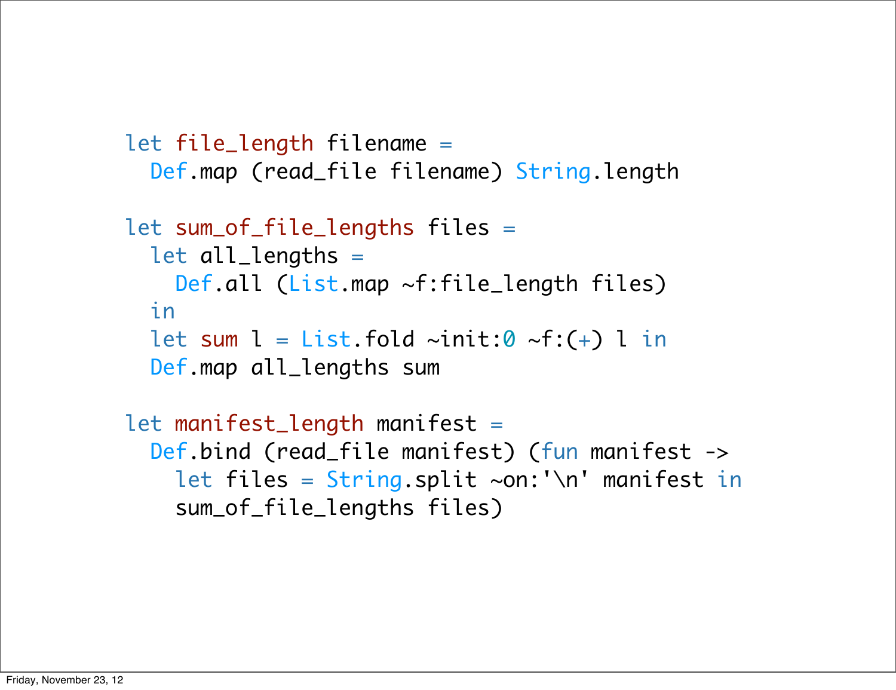```
let file_length filename =
  Def.map (read_file filename) String.length

let sum_of_file_lengths files =
  let all_lengths =
    Def.all (List.map ~f:file_length files)
  in
  let sum l = List.fold ~init:0 ~f:(+) l in
  Def.map all_lengths sum

let manifest_length manifest =
  Def.bind (read_file manifest) (fun manifest ->
    let files = String.split ~on:'\n' manifest in
    sum_of_file_lengths files)
```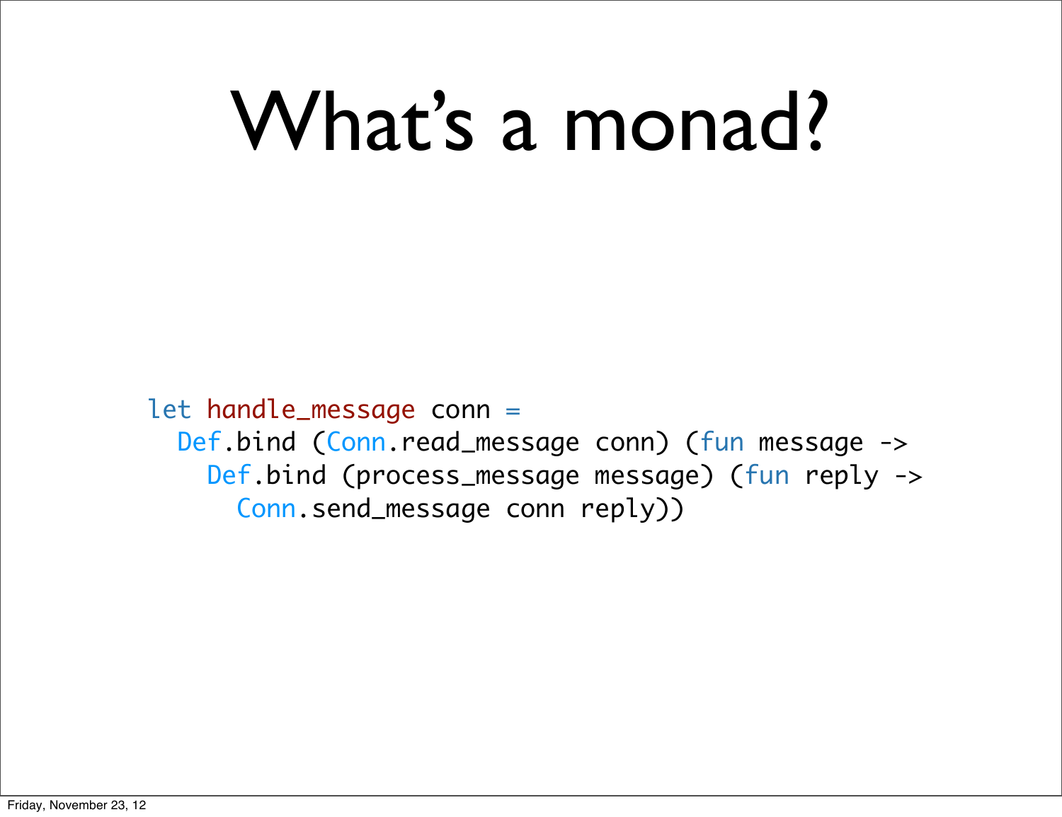# What’s a monad?

```
let handle_message conn =
  Def.bind (Conn.read_message conn) (fun message ->
    Def.bind (process_message message) (fun reply ->
      Conn.send_message conn reply))
```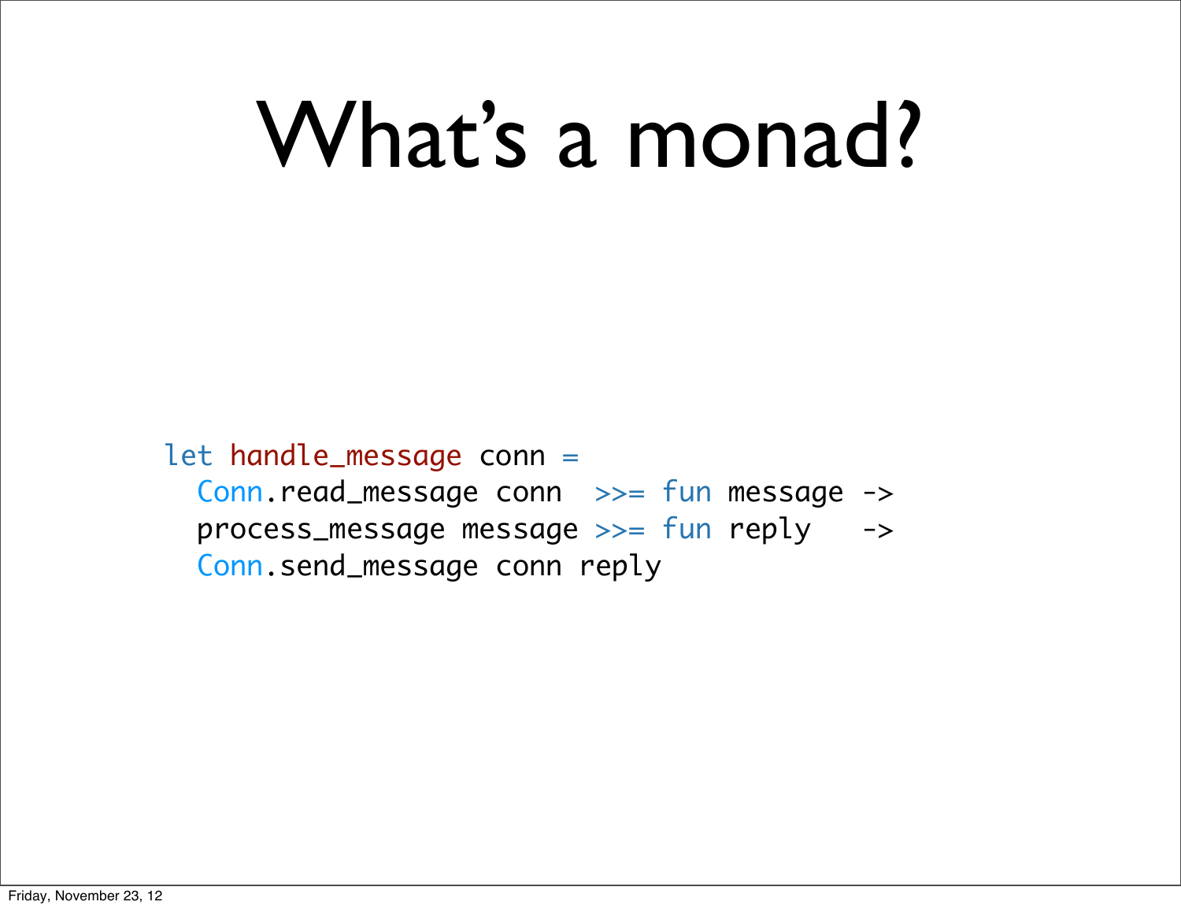# What's a monad?

```
let handle_message conn =
  Conn.read_message conn  >>= fun message ->
  process_message message >>= fun reply   ->
  Conn.send_message conn reply
```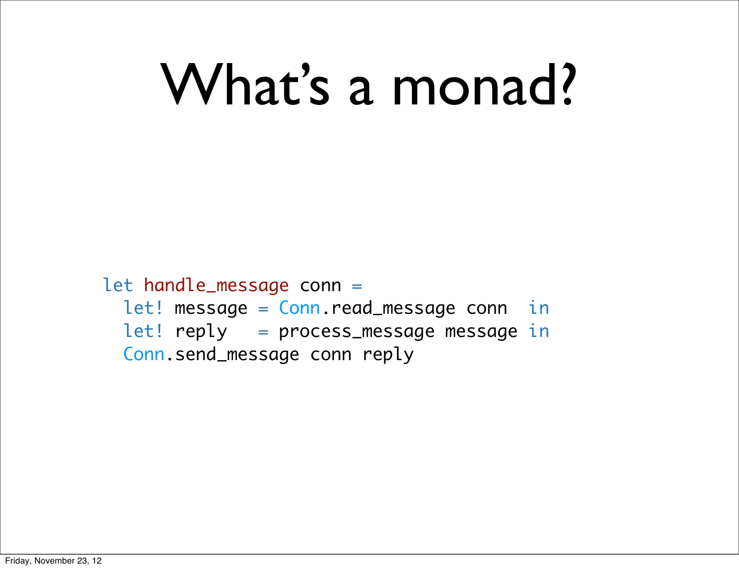# What's a monad?

```
let handle_message conn =
  let! message = Conn.read_message conn  in
  let! reply   = process_message message in
  Conn.send_message conn reply
```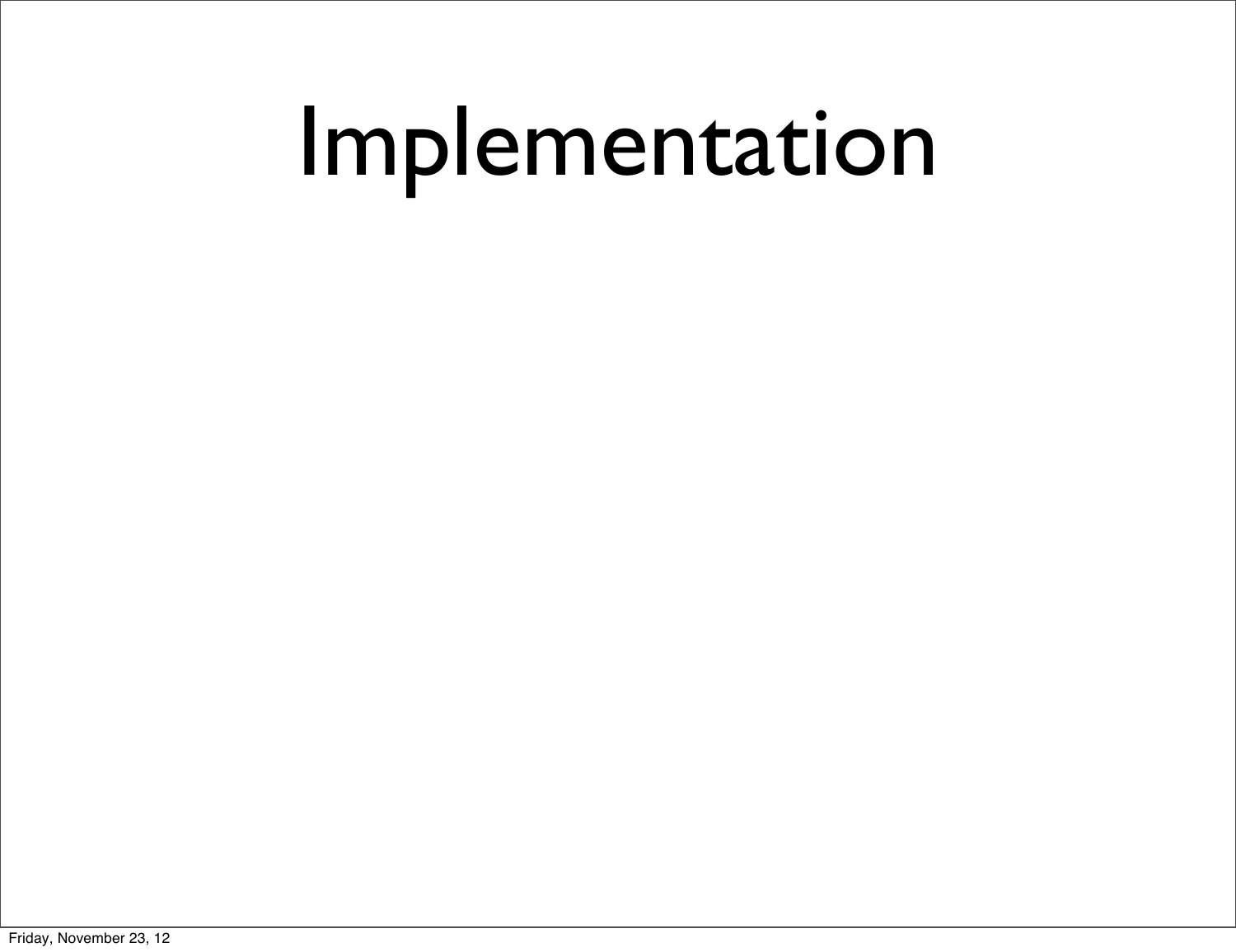# Implementation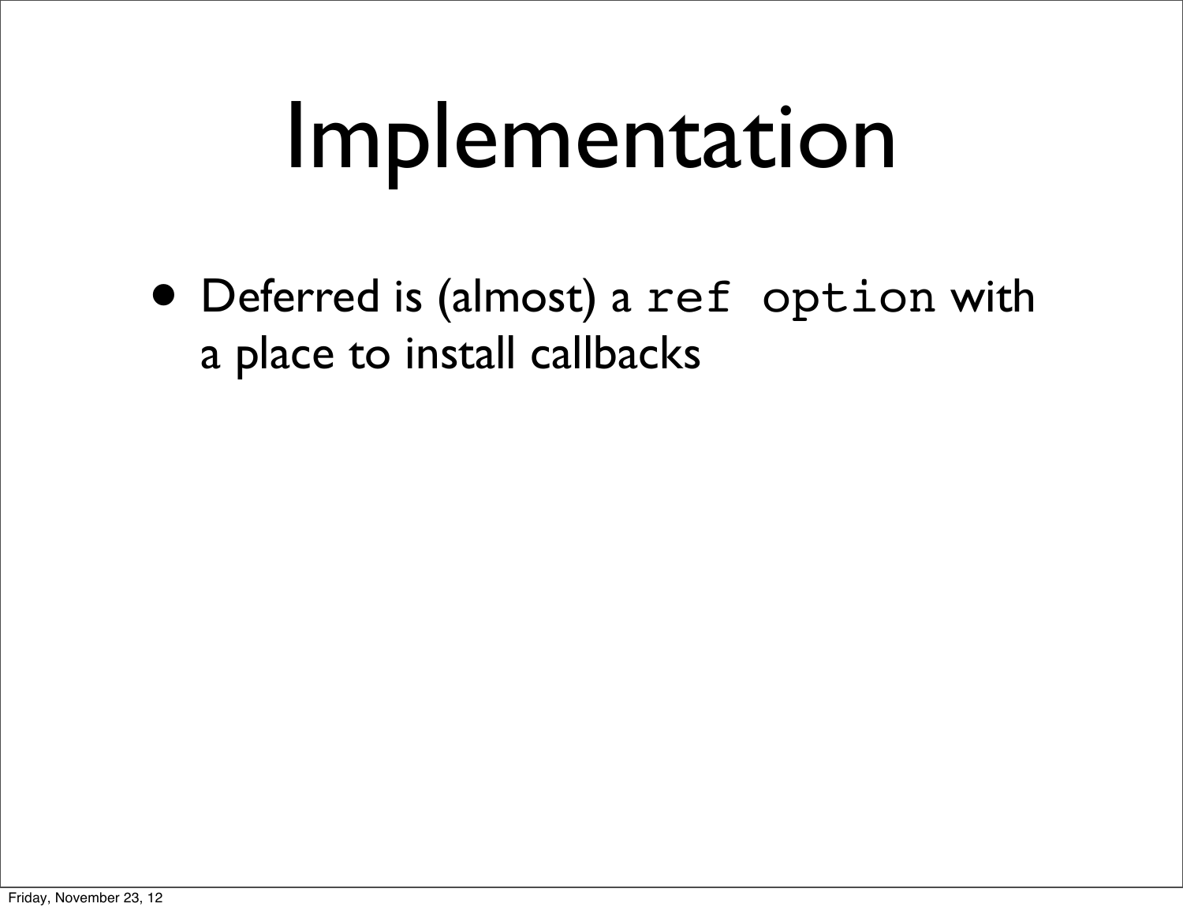# Implementation

- Deferred is (almost) a `ref option` with a place to install callbacks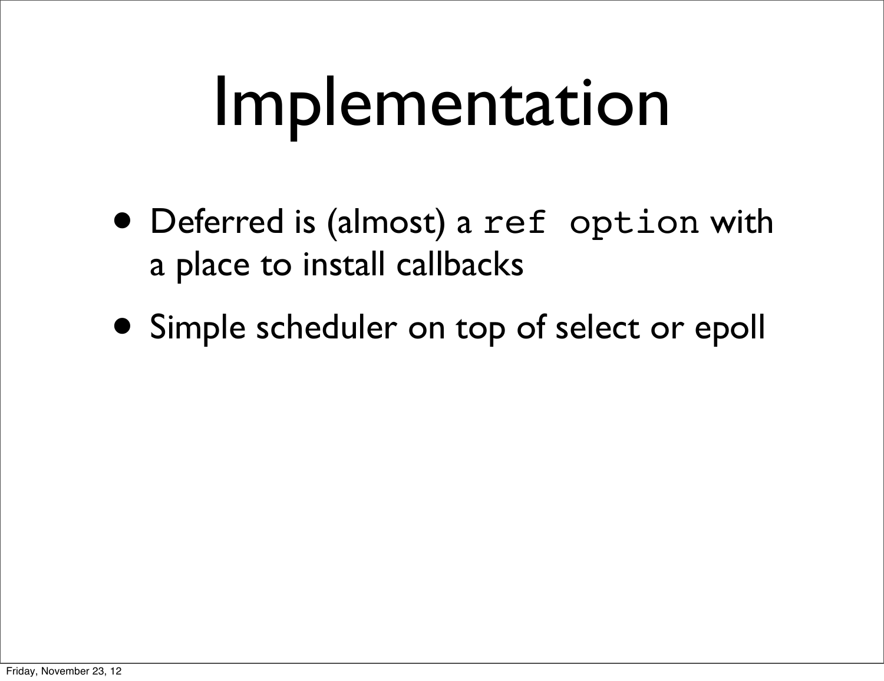# Implementation

- Deferred is (almost) a `ref option` with a place to install callbacks
- Simple scheduler on top of select or epoll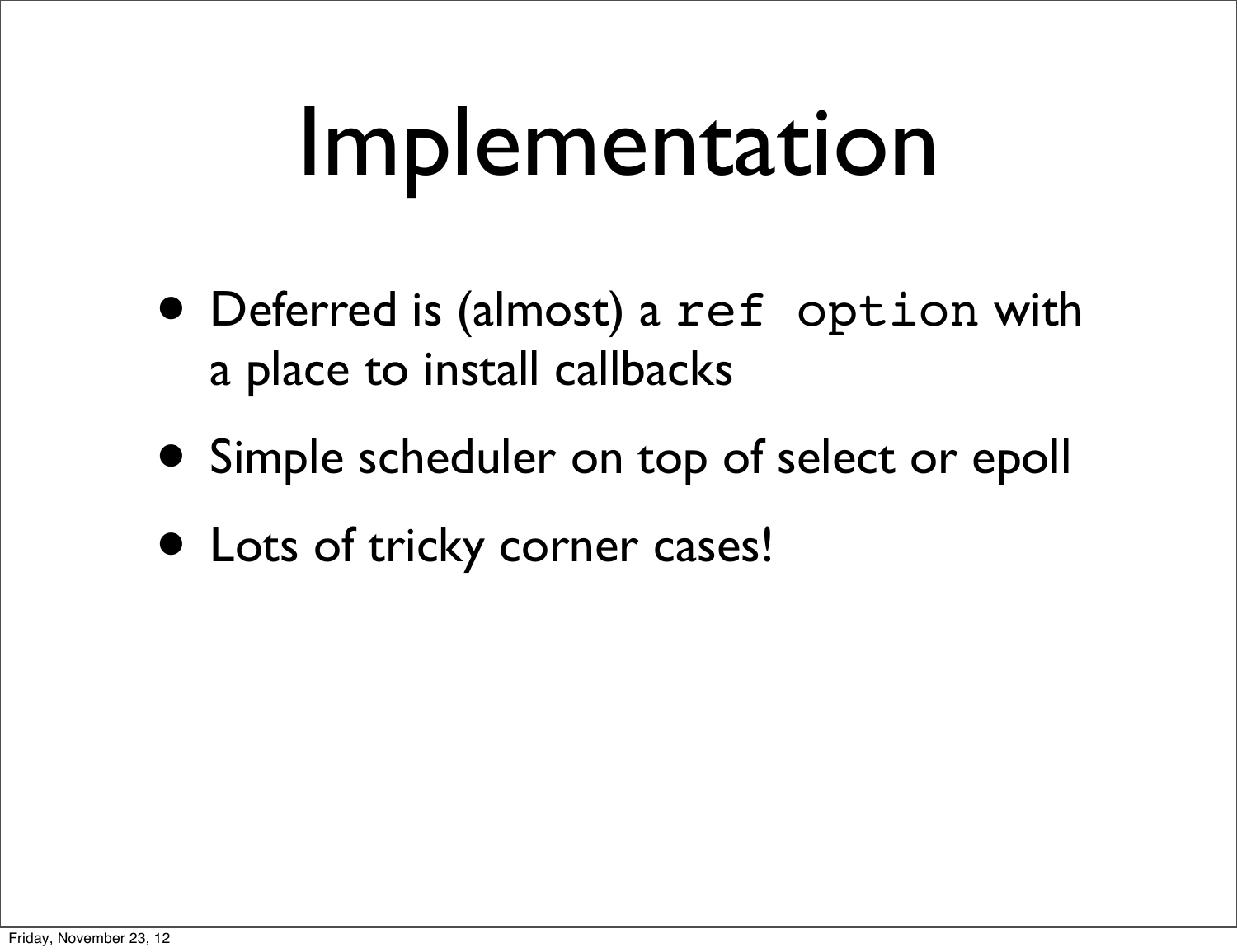# Implementation

- Deferred is (almost) a `ref option` with a place to install callbacks
- Simple scheduler on top of select or epoll
- Lots of tricky corner cases!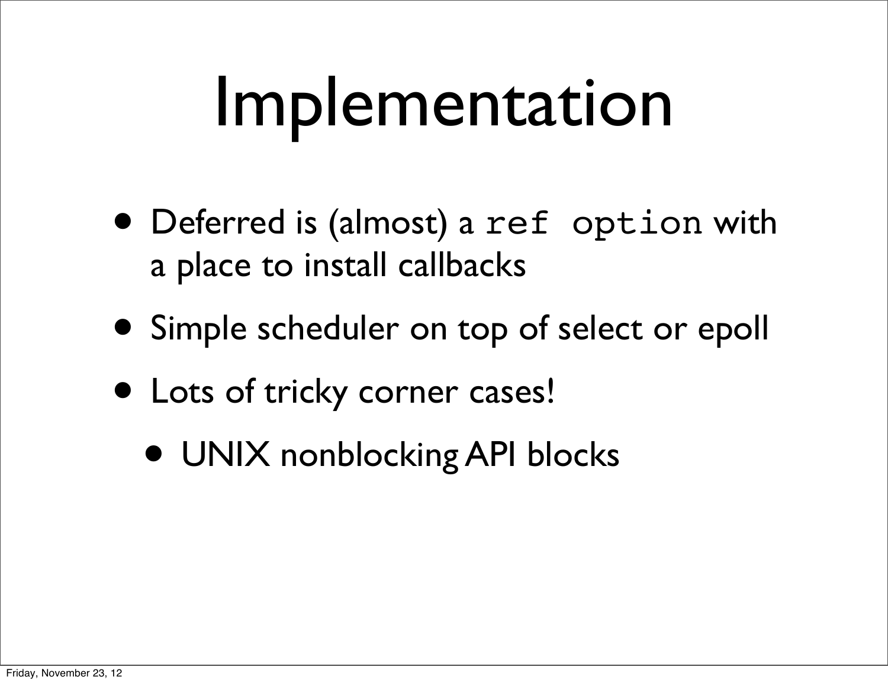# Implementation

- Deferred is (almost) a `ref option` with a place to install callbacks
- Simple scheduler on top of select or epoll
- Lots of tricky corner cases!
  - UNIX nonblocking API blocks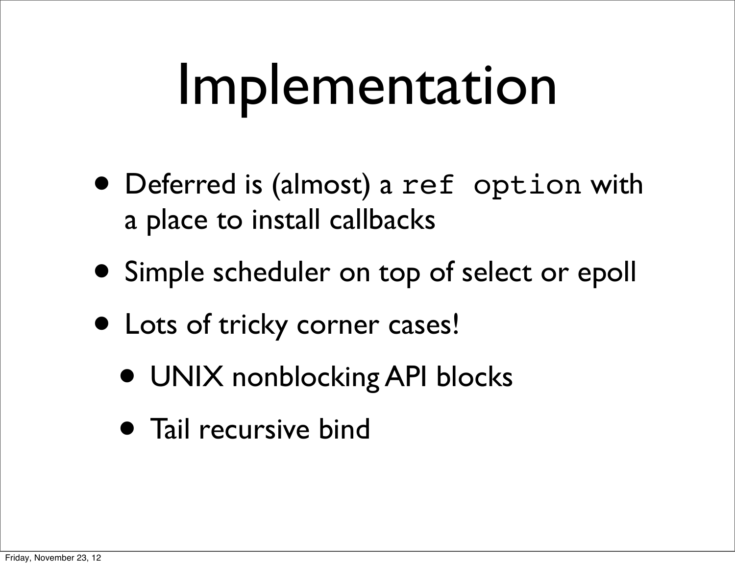# Implementation

- Deferred is (almost) a `ref option` with a place to install callbacks
- Simple scheduler on top of select or epoll
- Lots of tricky corner cases!
  - UNIX nonblocking API blocks
  - Tail recursive bind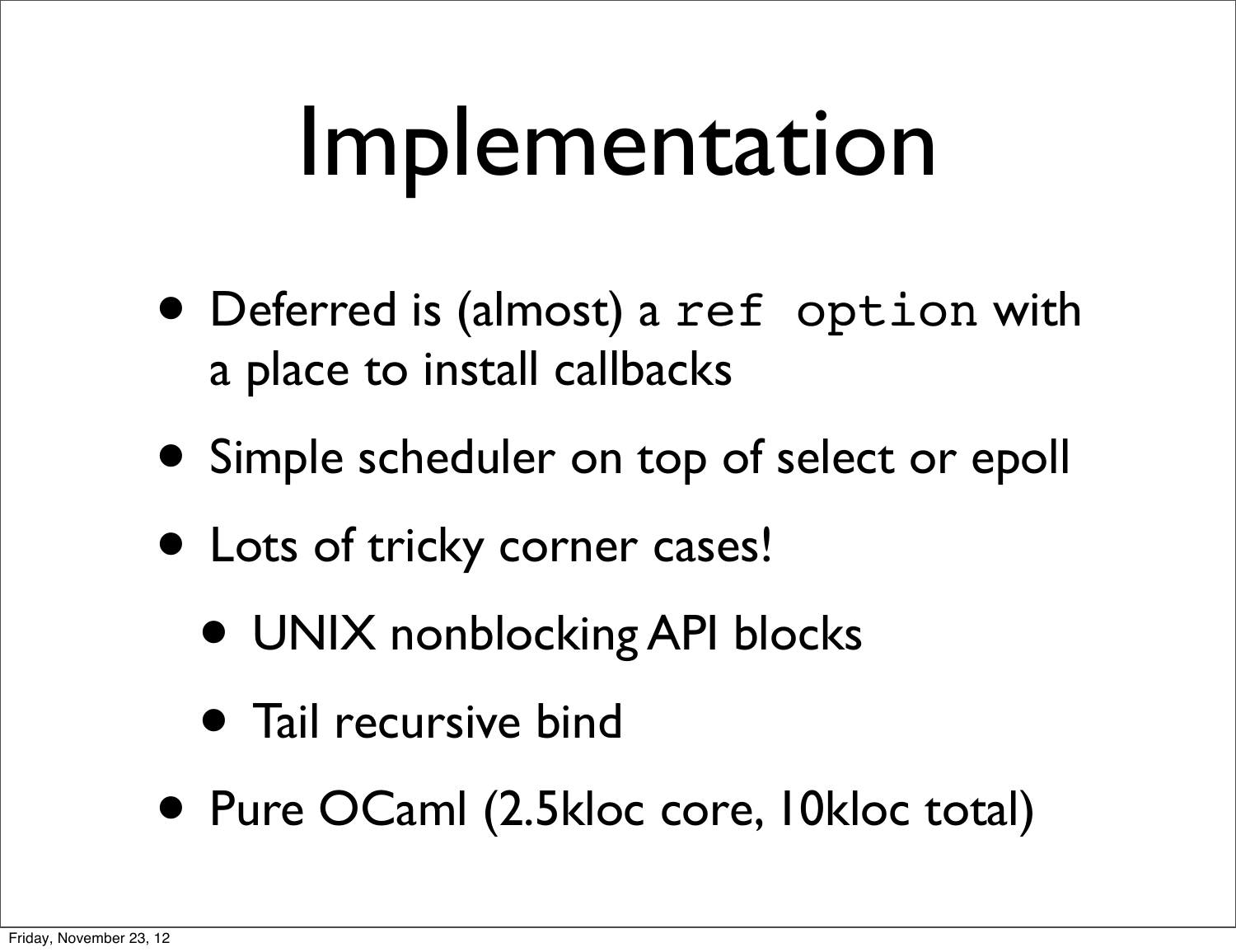# Implementation

- Deferred is (almost) a `ref option` with a place to install callbacks
- Simple scheduler on top of select or epoll
- Lots of tricky corner cases!
  - UNIX nonblocking API blocks
  - Tail recursive bind
- Pure OCaml (2.5kloc core, 10kloc total)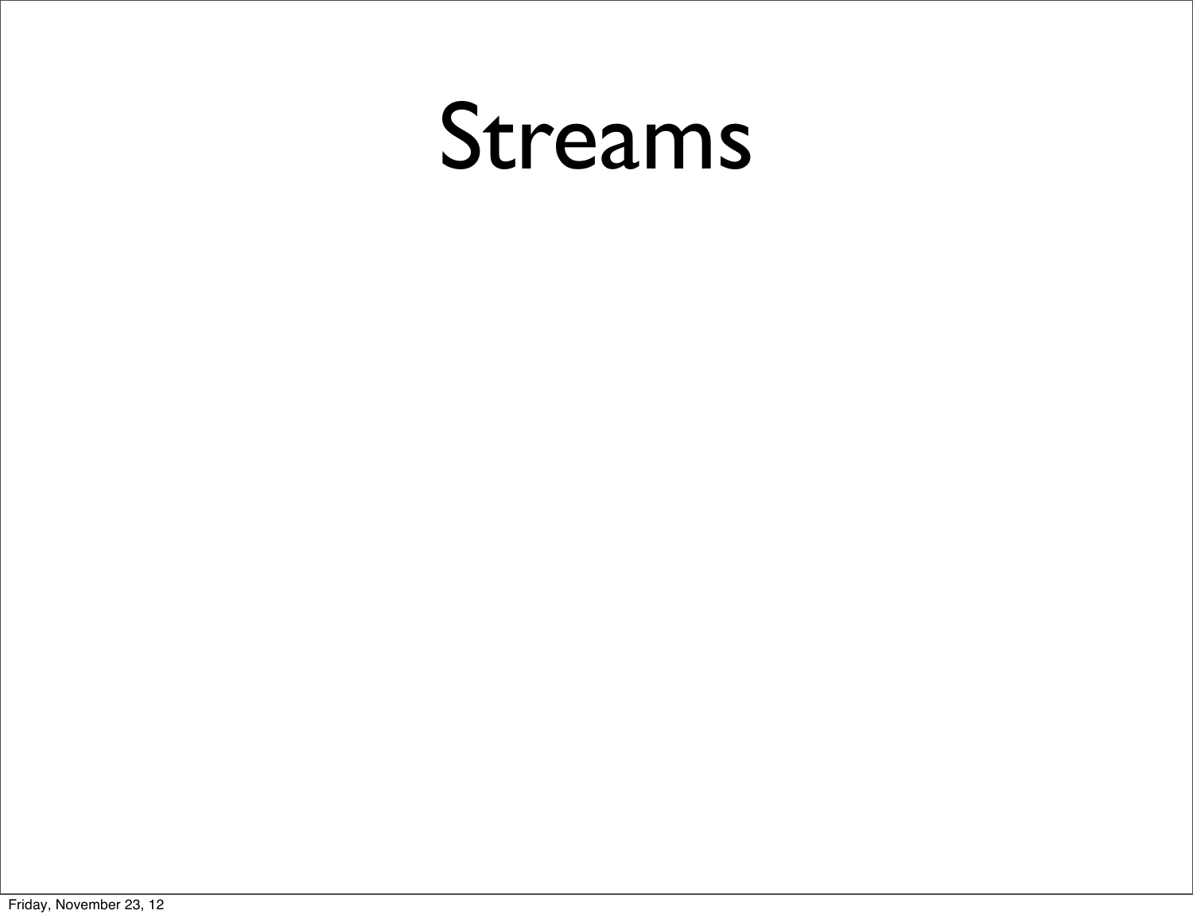# Streams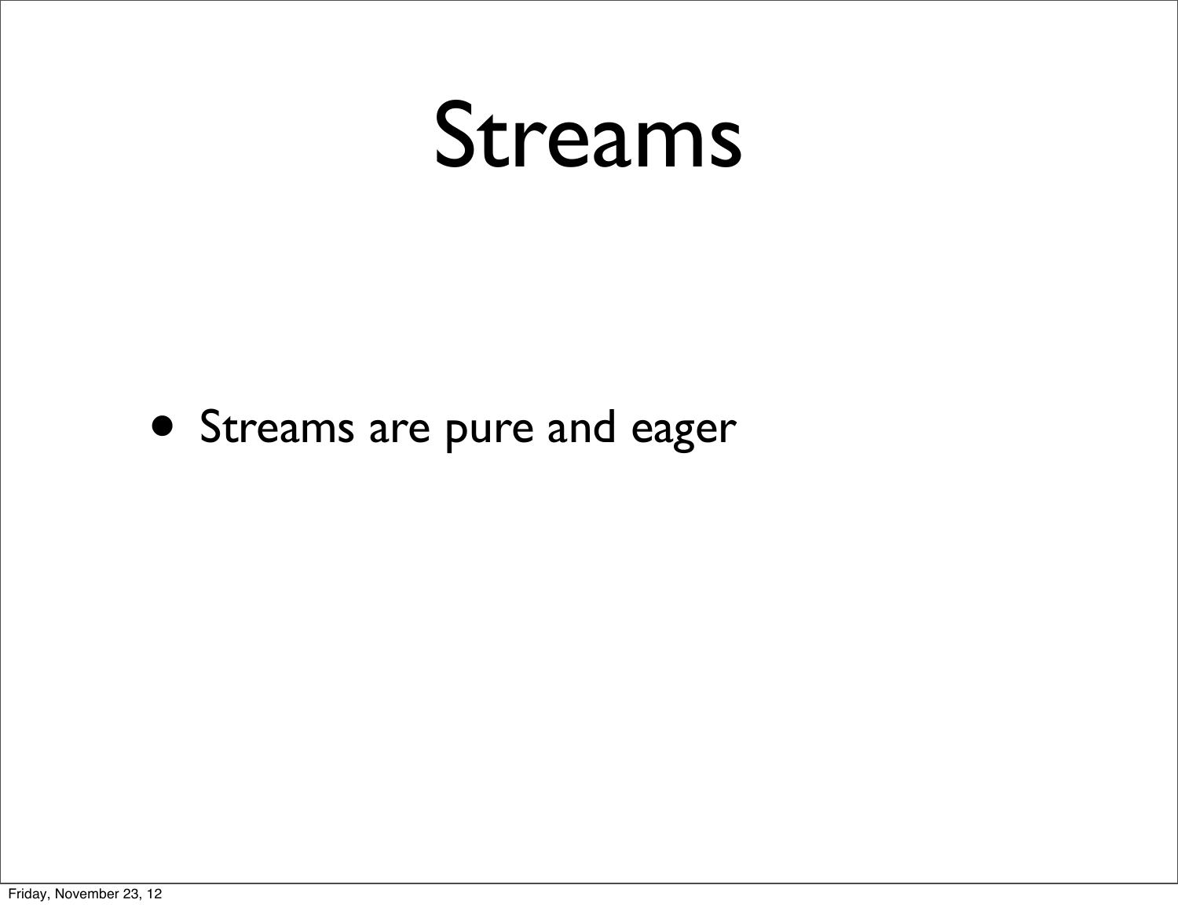# Streams

- Streams are pure and eager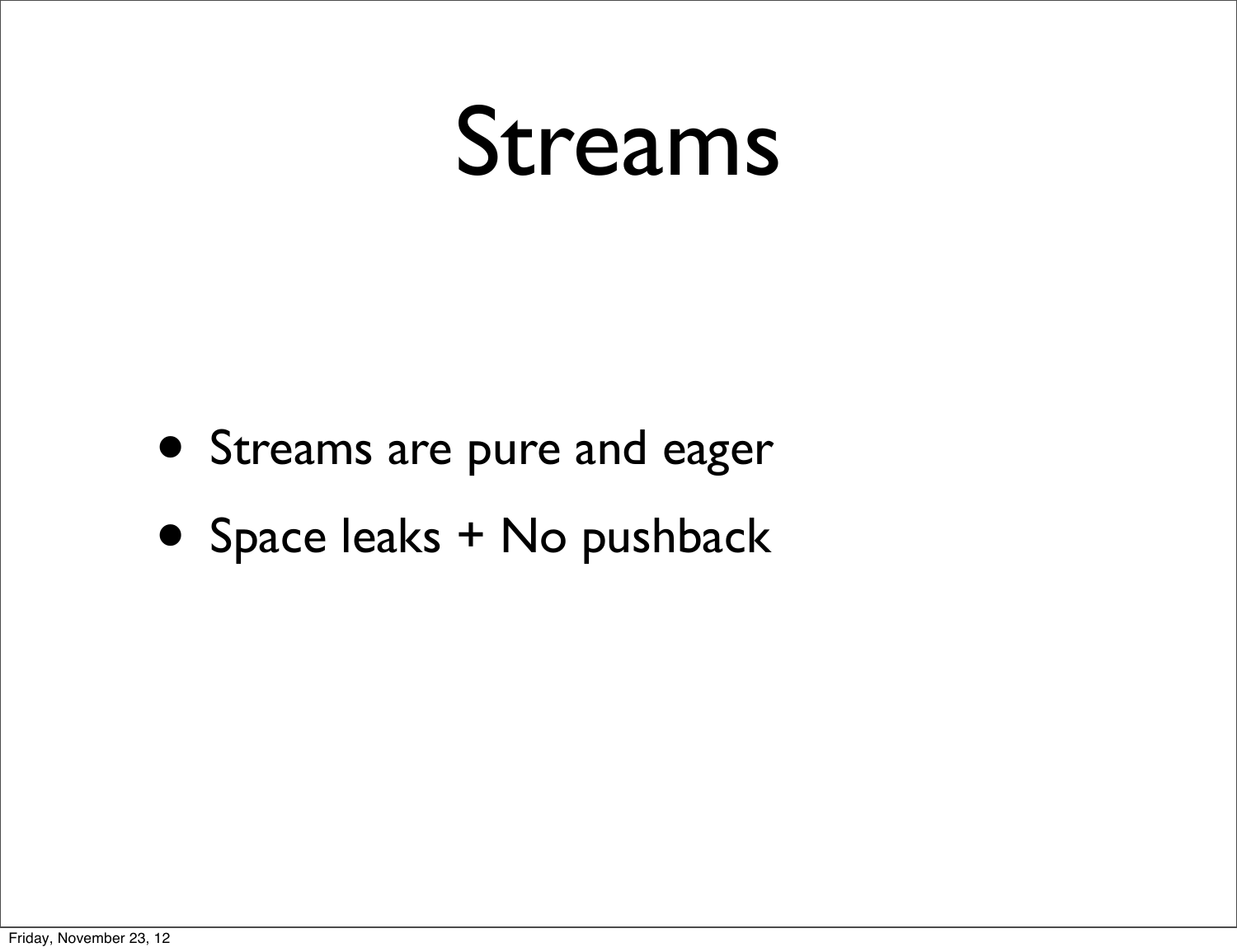# Streams

- Streams are pure and eager
- Space leaks + No pushback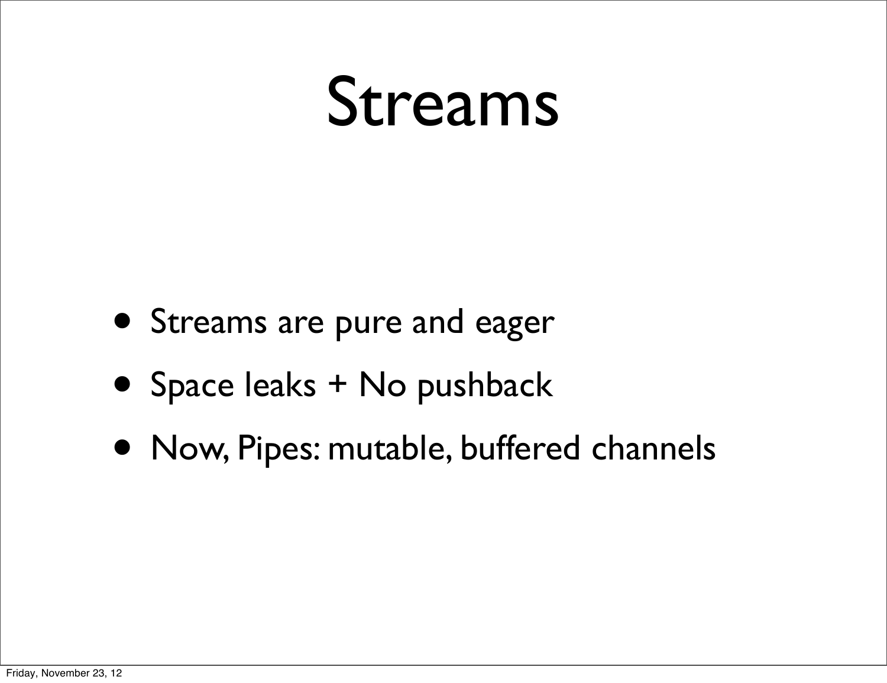# Streams

- Streams are pure and eager
- Space leaks + No pushback
- Now, Pipes: mutable, buffered channels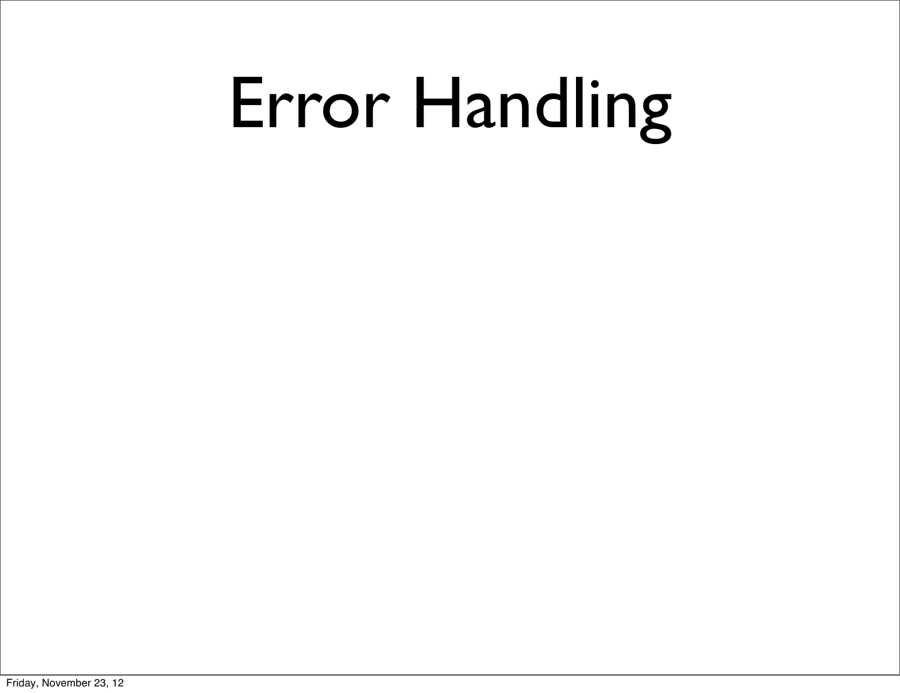# Error Handling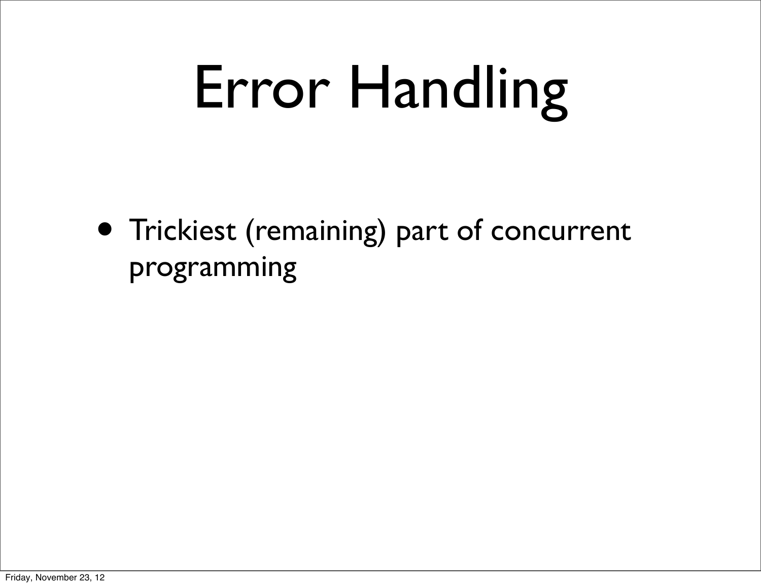# Error Handling

- Trickiest (remaining) part of concurrent programming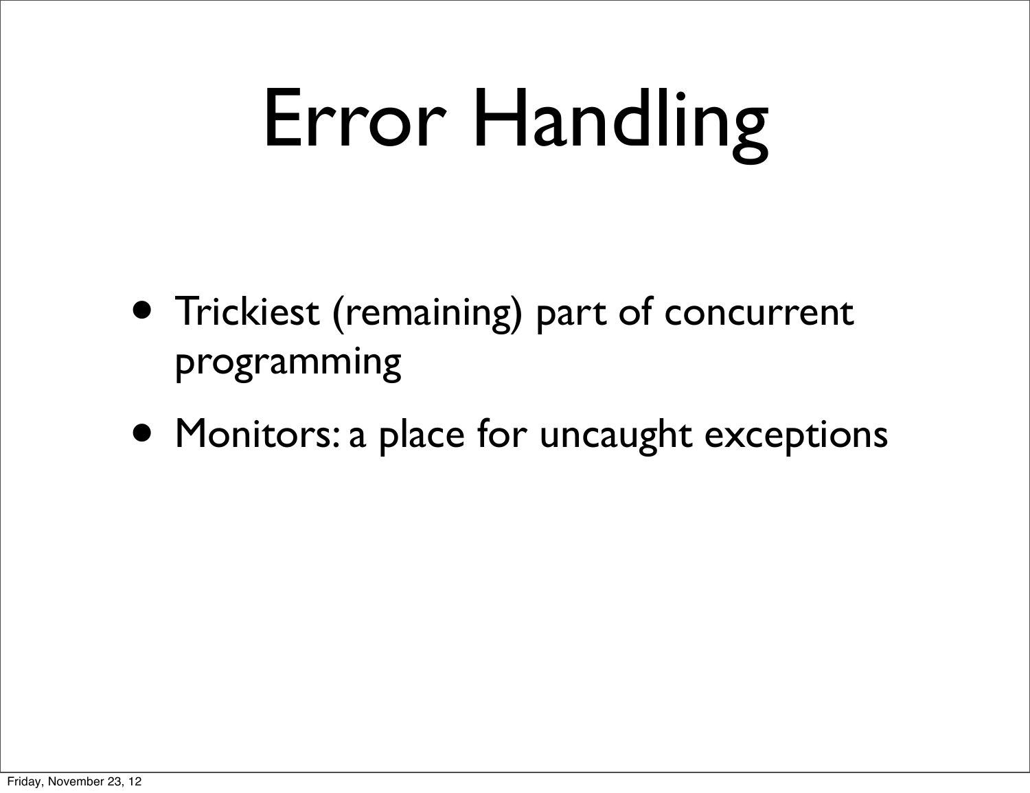# Error Handling

- Trickiest (remaining) part of concurrent programming
- Monitors: a place for uncaught exceptions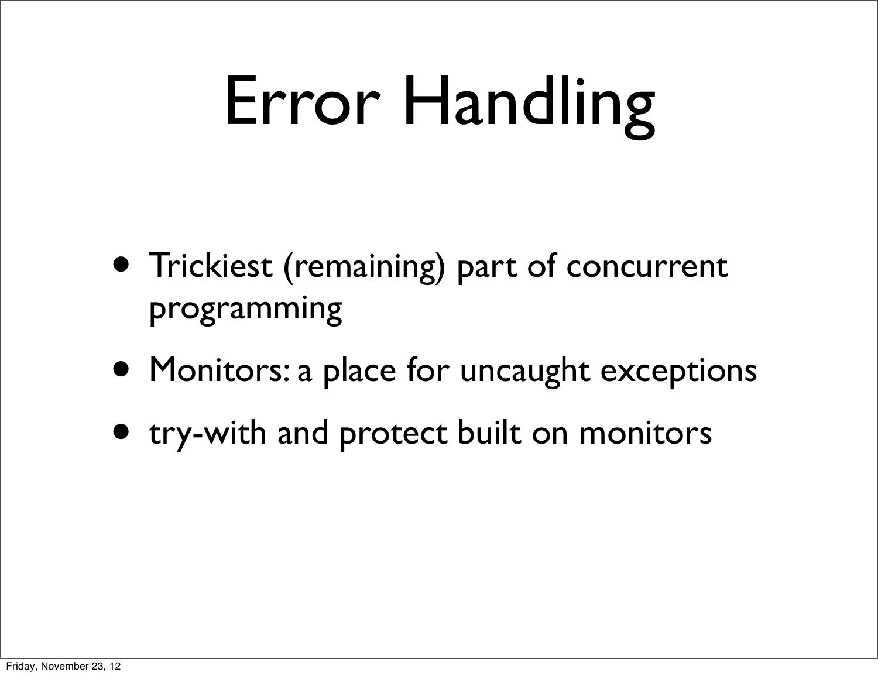# Error Handling

- Trickiest (remaining) part of concurrent programming
- Monitors: a place for uncaught exceptions
- try-with and protect built on monitors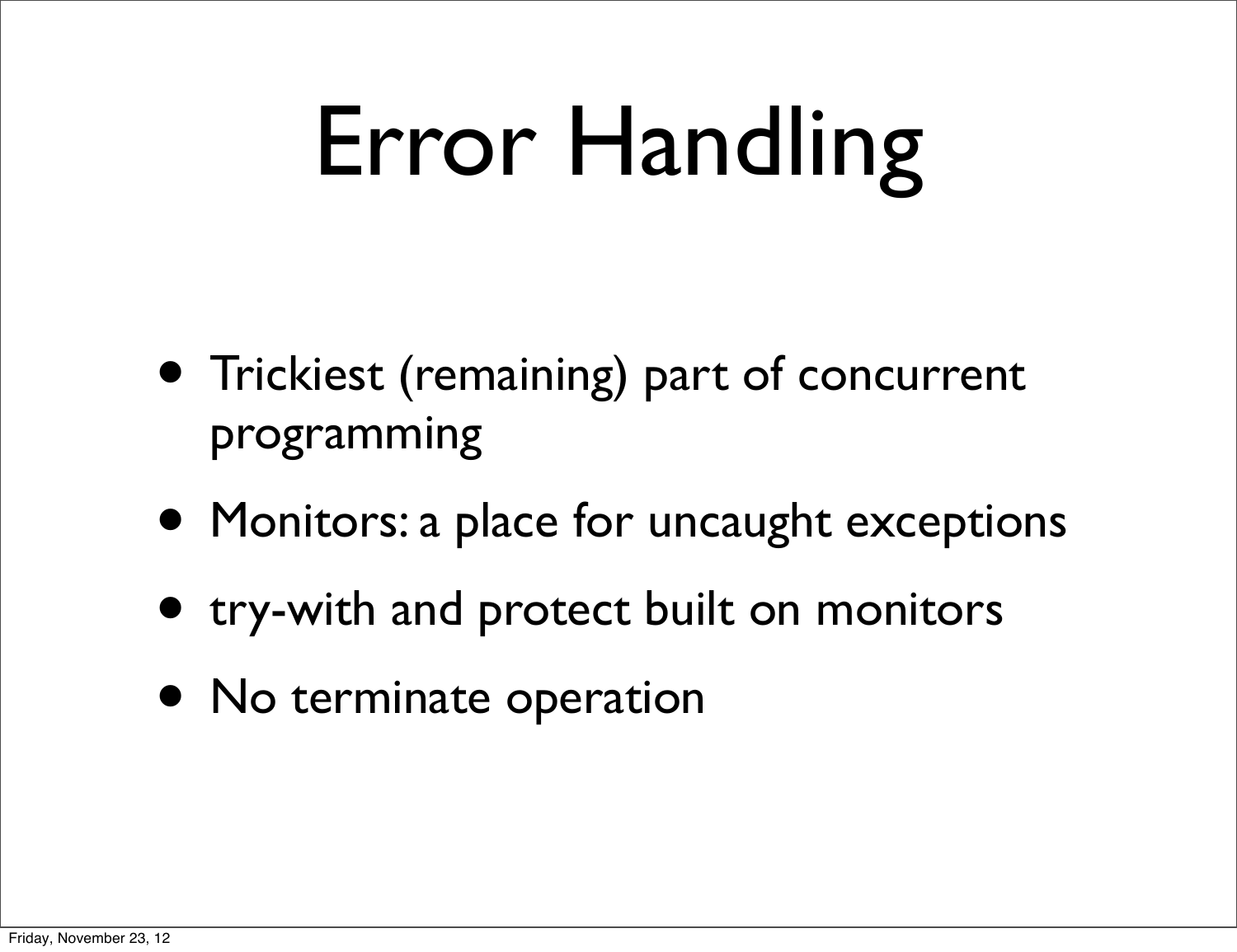# Error Handling

- Trickiest (remaining) part of concurrent programming
- Monitors: a place for uncaught exceptions
- try-with and protect built on monitors
- No terminate operation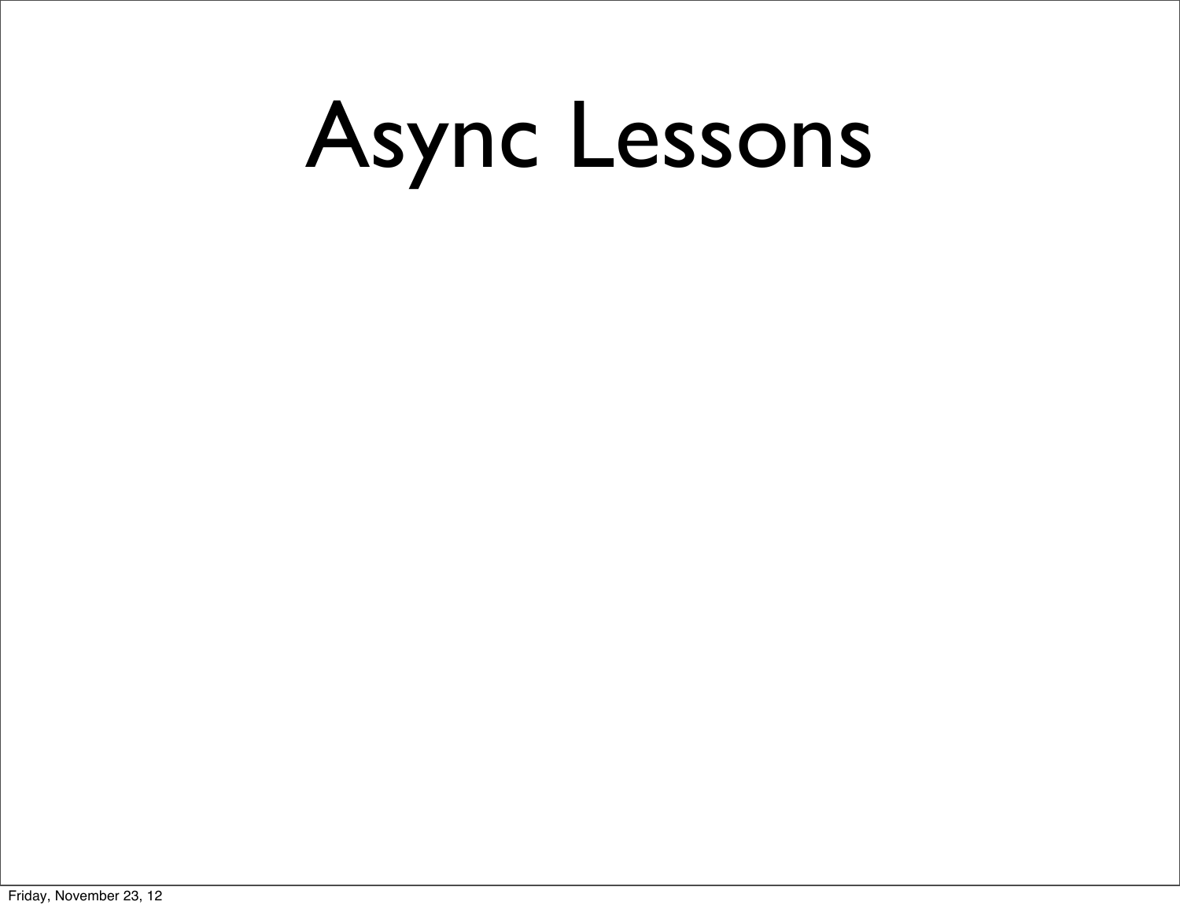# Async Lessons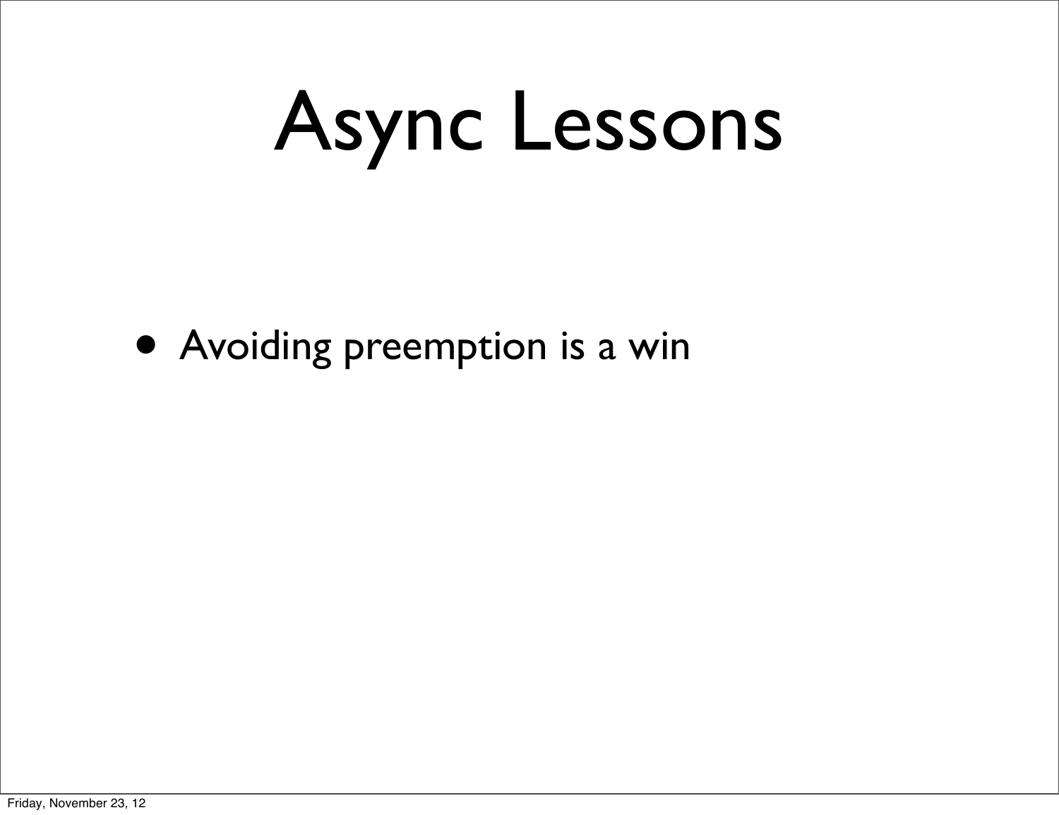# Async Lessons

- Avoiding preemption is a win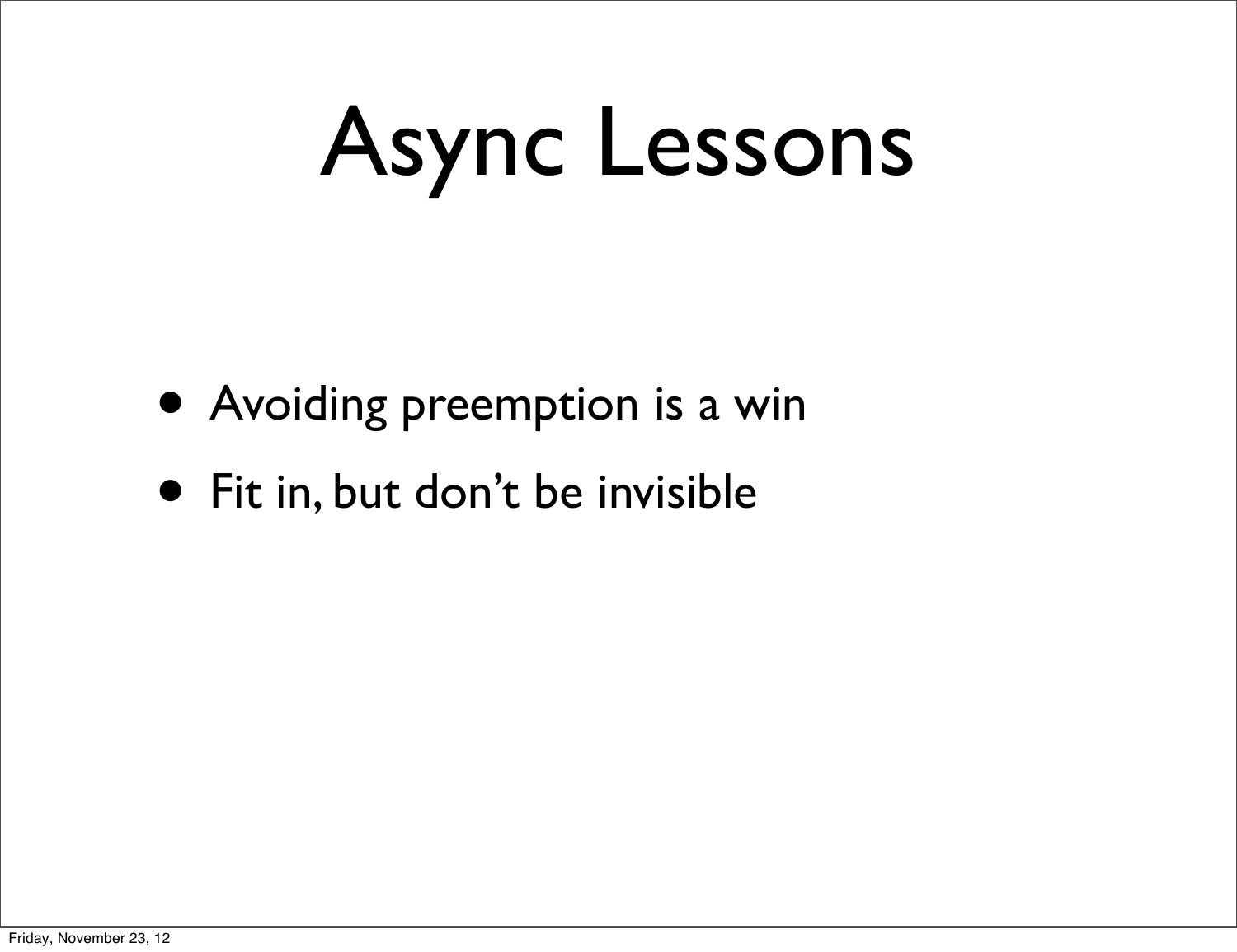# Async Lessons

- Avoiding preemption is a win
- Fit in, but don’t be invisible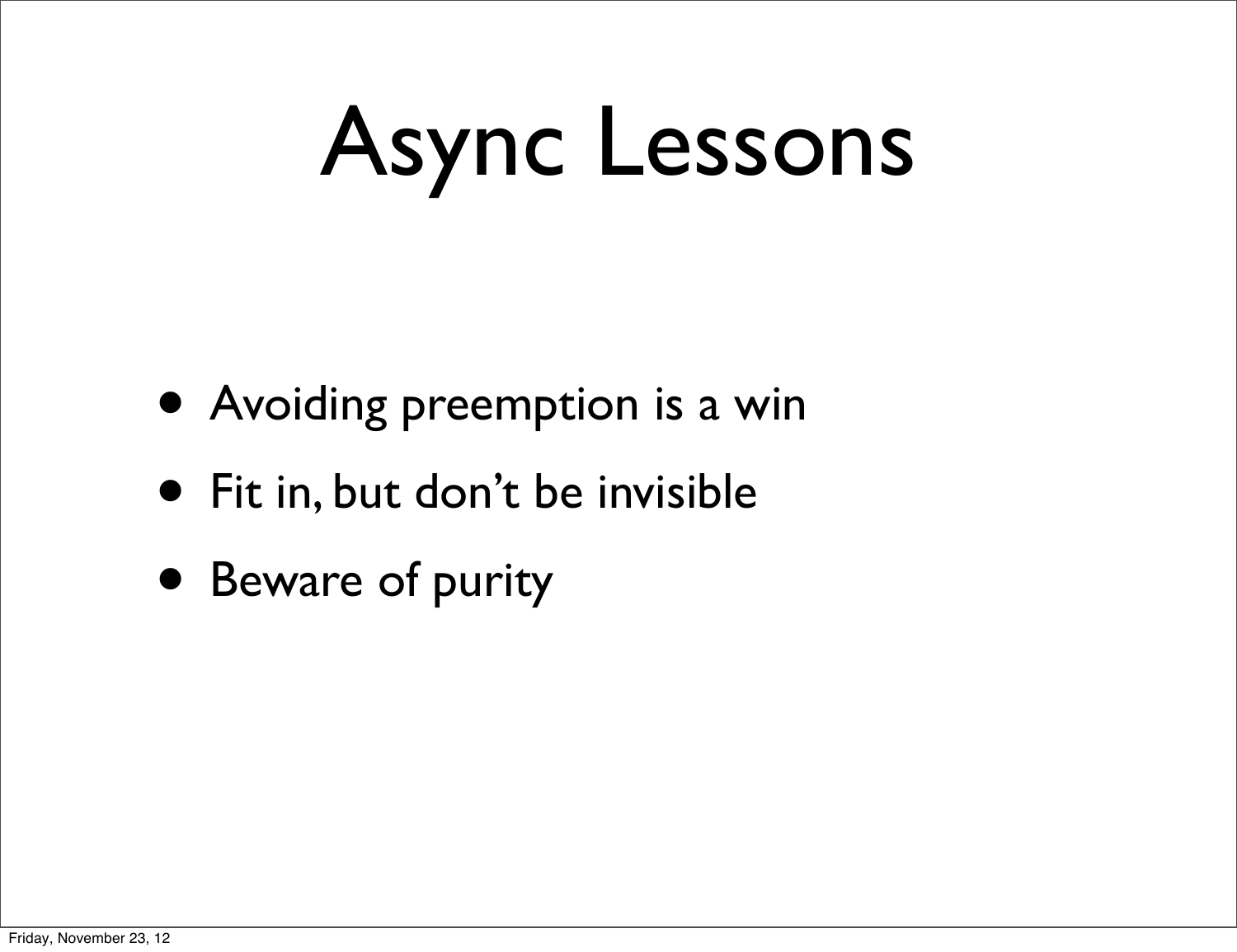# Async Lessons

- Avoiding preemption is a win
- Fit in, but don't be invisible
- Beware of purity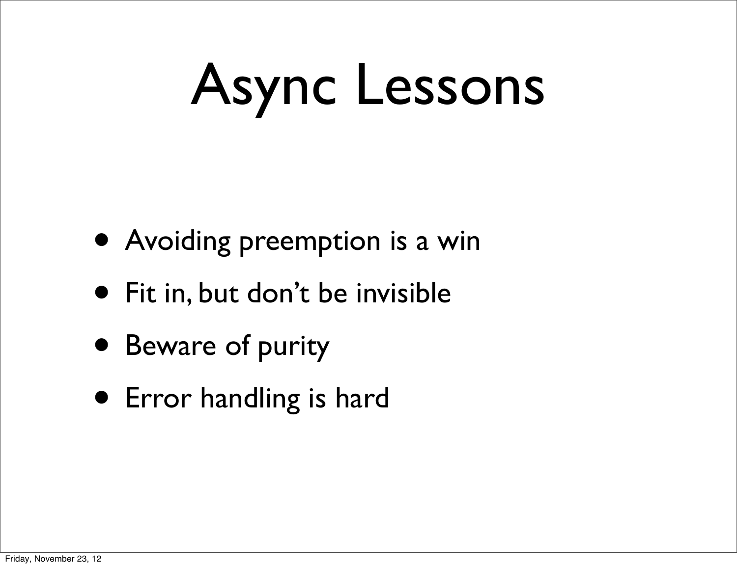# Async Lessons

- Avoiding preemption is a win
- Fit in, but don't be invisible
- Beware of purity
- Error handling is hard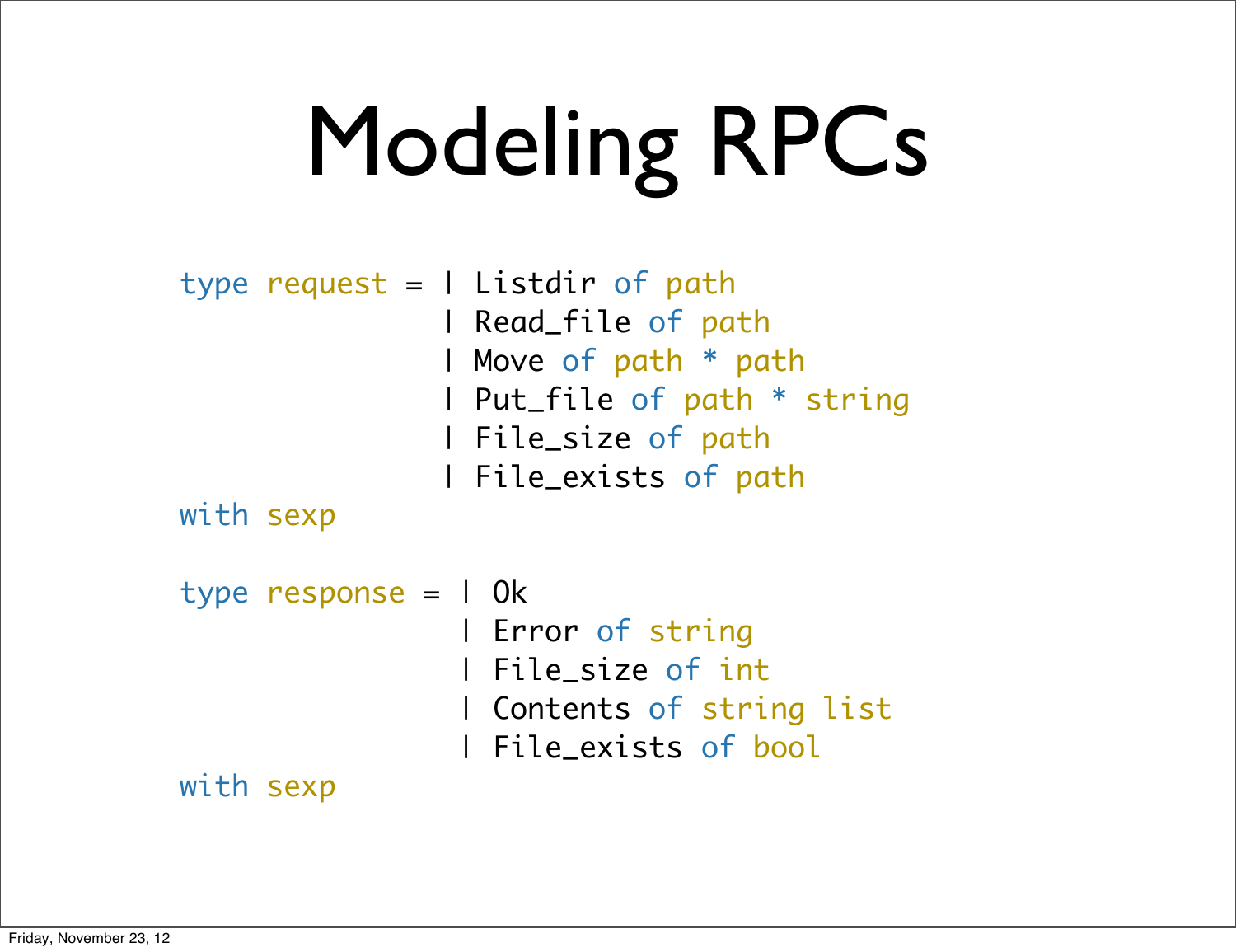# Modeling RPCs

```
type request = | Listdir of path
               | Read_file of path
               | Move of path * path
               | Put_file of path * string
               | File_size of path
               | File_exists of path
with sexp

type response = | Ok
                | Error of string
                | File_size of int
                | Contents of string list
                | File_exists of bool
with sexp
```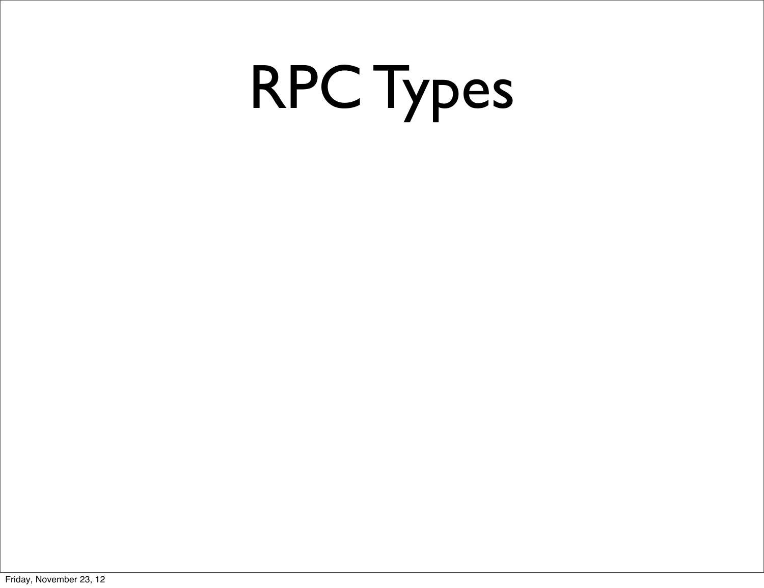# RPC Types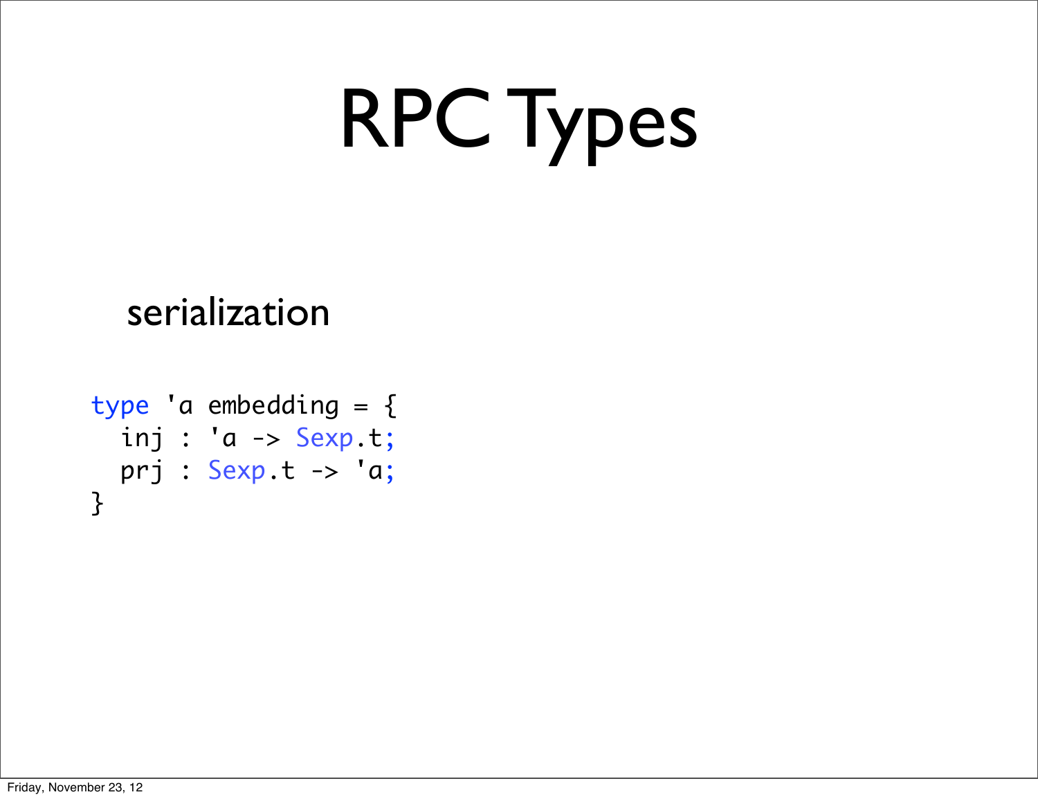# RPC Types

serialization

```
type 'a embedding = {
  inj : 'a -> Sexp.t;
  prj : Sexp.t -> 'a;
}
```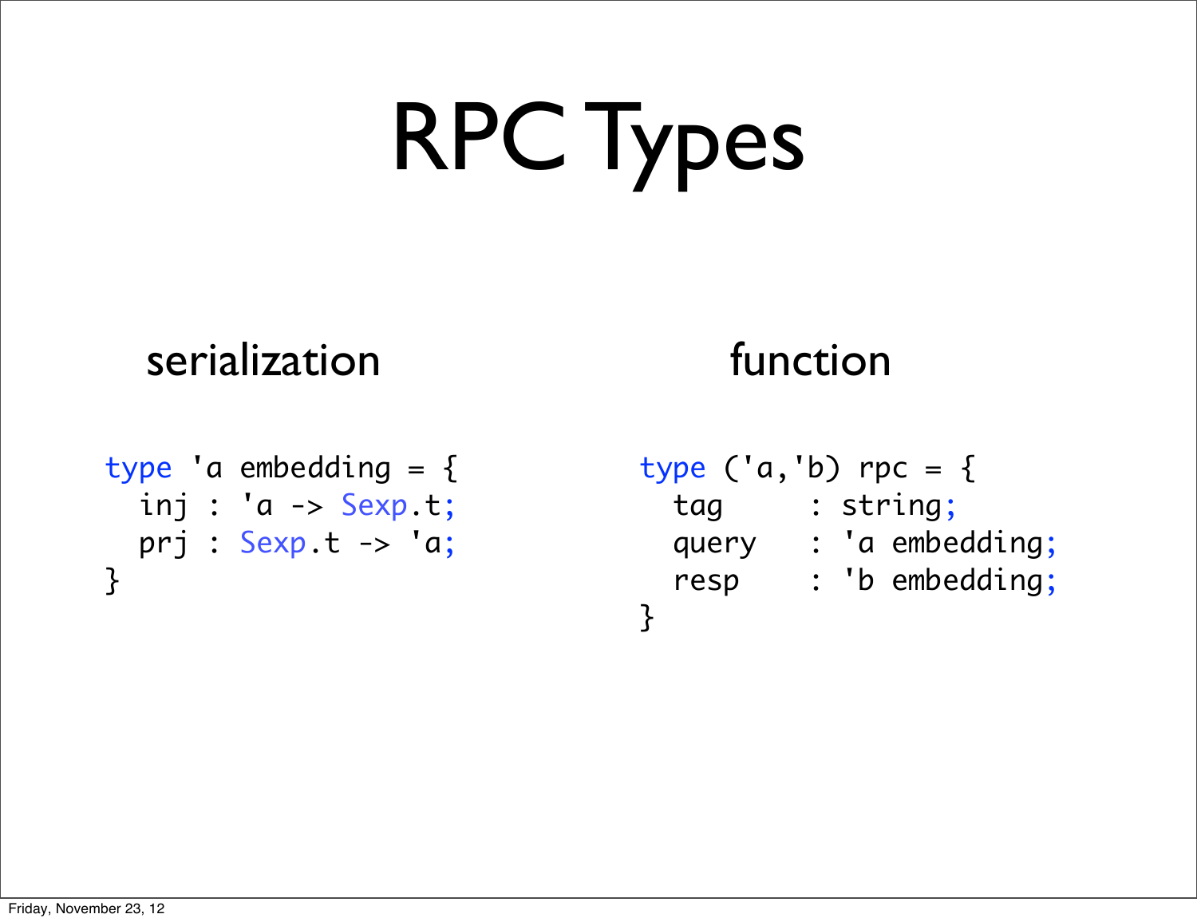# RPC Types

## serialization

```
type 'a embedding = {
  inj : 'a -> Sexp.t;
  prj : Sexp.t -> 'a;
}
```

## function

```
type ('a,'b) rpc = {
  tag     : string;
  query   : 'a embedding;
  resp    : 'b embedding;
}
```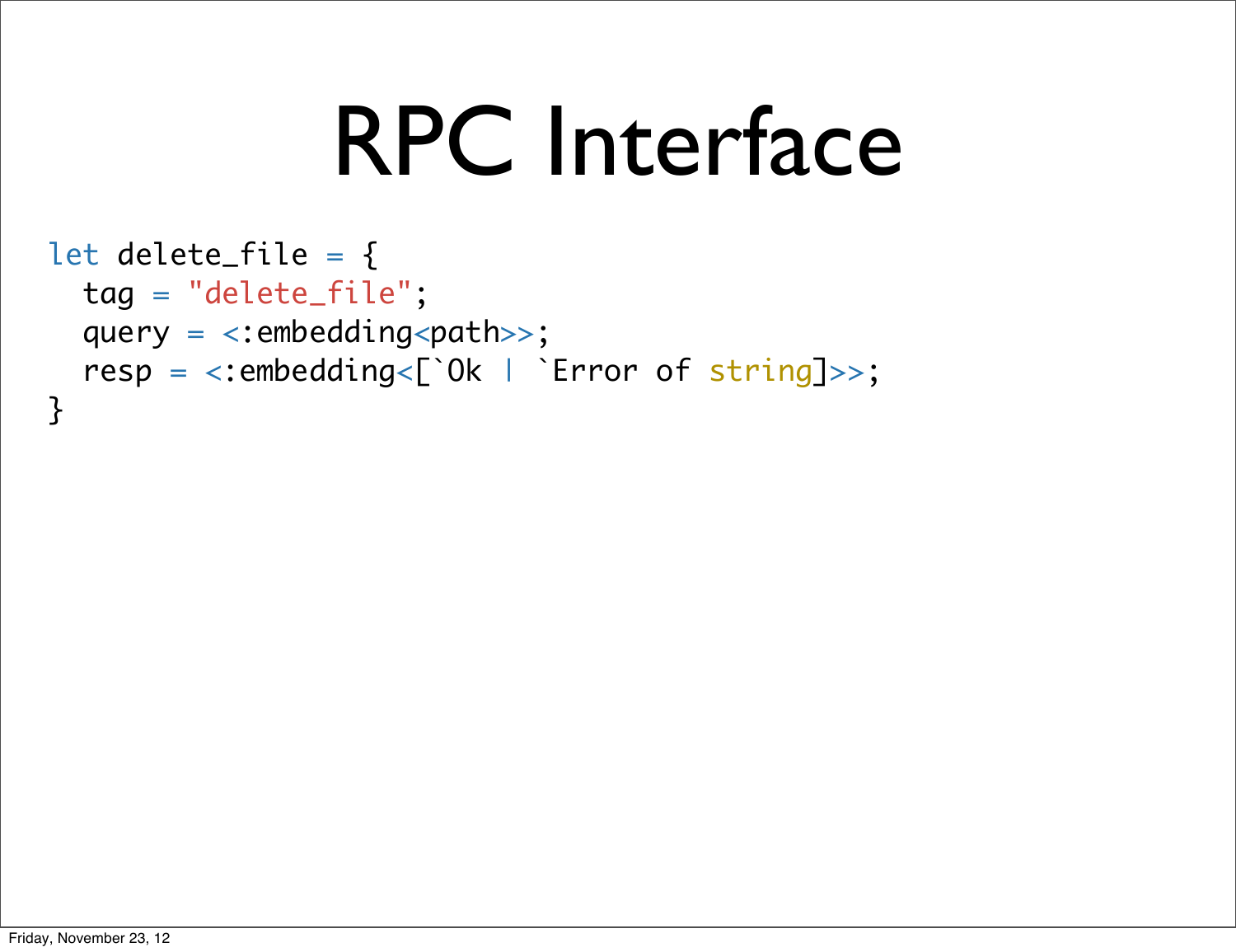# RPC Interface

```
let delete_file = {
  tag = "delete_file";
  query = <:embedding<path>>;
  resp = <:embedding<[`Ok | `Error of string]>>;
}
```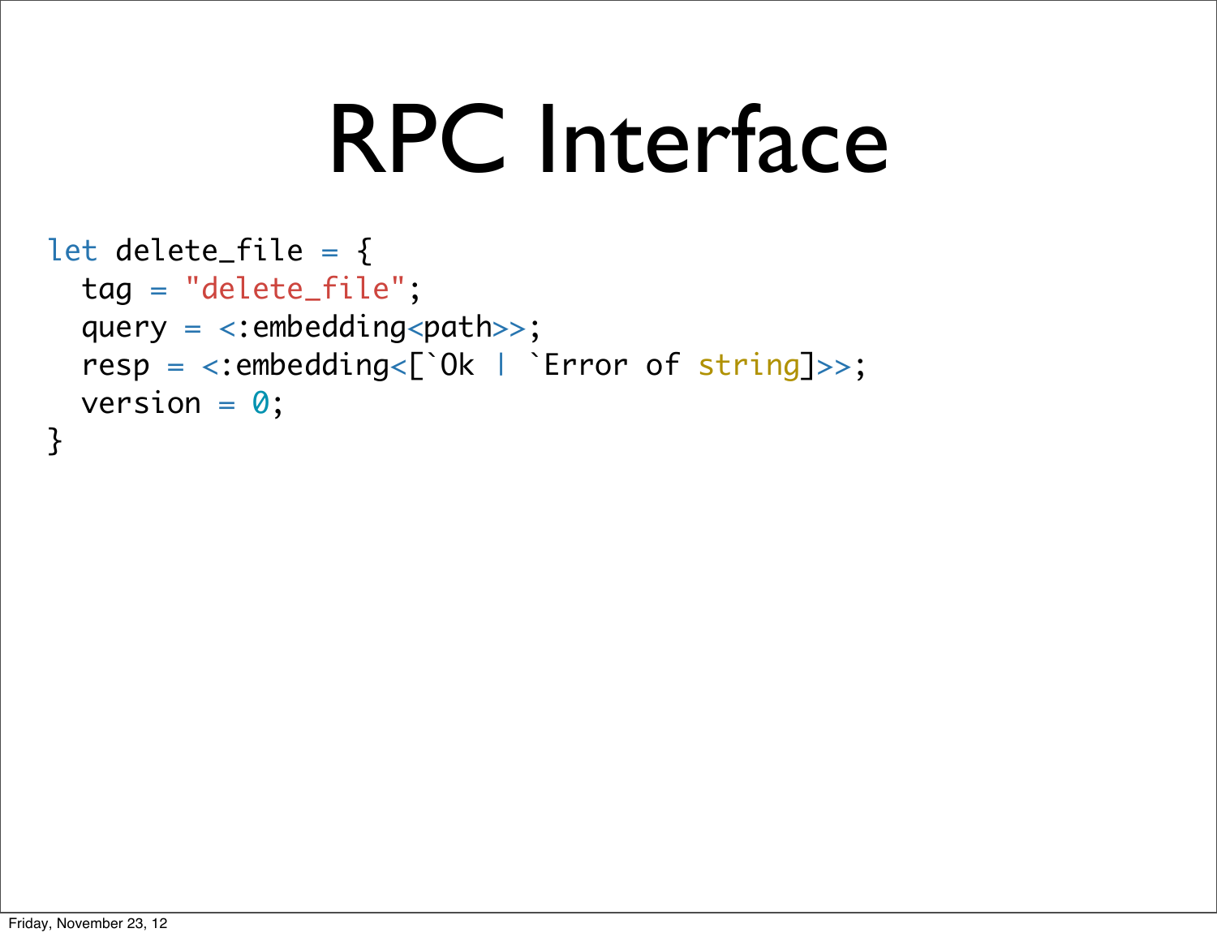# RPC Interface

```
let delete_file = {
  tag = "delete_file";
  query = <:embedding<path>>;
  resp = <:embedding<[`Ok | `Error of string]>>;
  version = 0;
}
```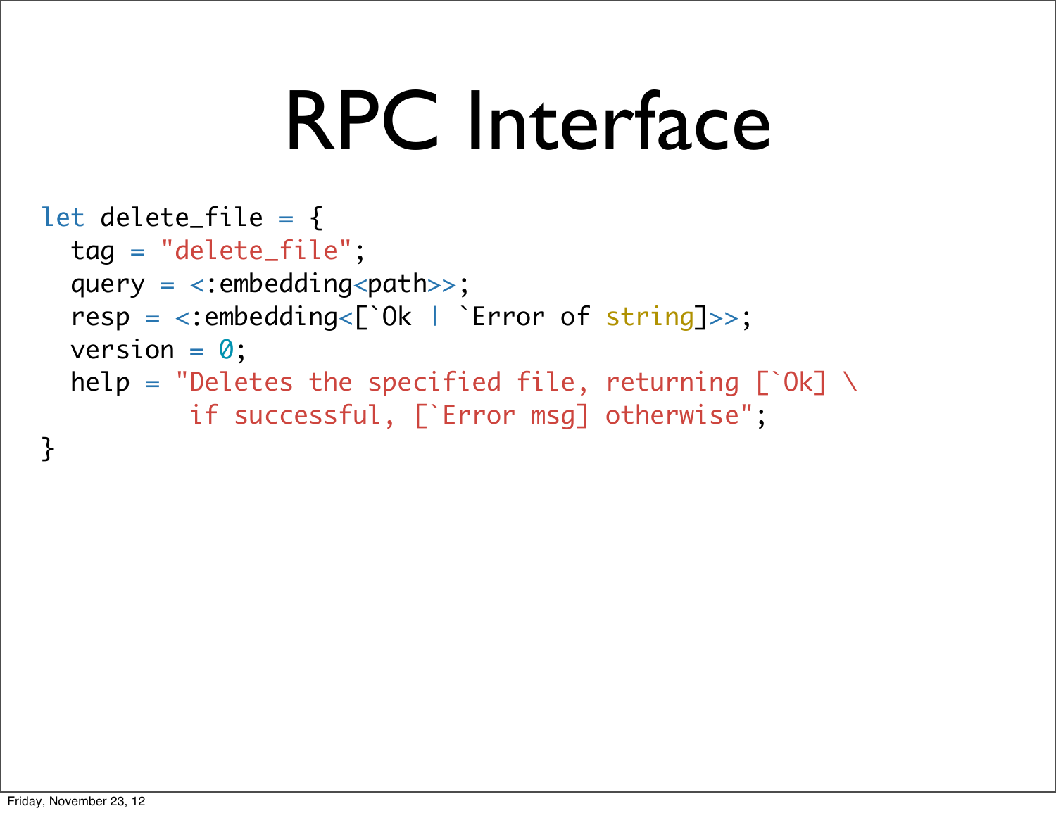# RPC Interface

```
let delete_file = {
  tag = "delete_file";
  query = <:embedding<path>>;
  resp = <:embedding<[`Ok | `Error of string]>>;
  version = 0;
  help = "Deletes the specified file, returning [`Ok] \
          if successful, [`Error msg] otherwise";
}
```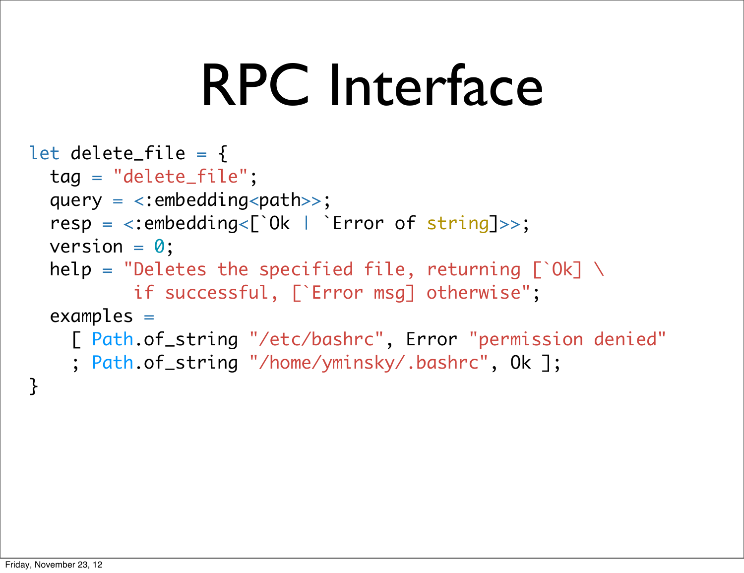# RPC Interface

```
let delete_file = {
  tag = "delete_file";
  query = <:embedding<path>>;
  resp = <:embedding<[`Ok | `Error of string]>>;
  version = 0;
  help = "Deletes the specified file, returning [`Ok] \
          if successful, [`Error msg] otherwise";
  examples =
    [ Path.of_string "/etc/bashrc", Error "permission denied"
    ; Path.of_string "/home/yminsky/.bashrc", Ok ];
}
```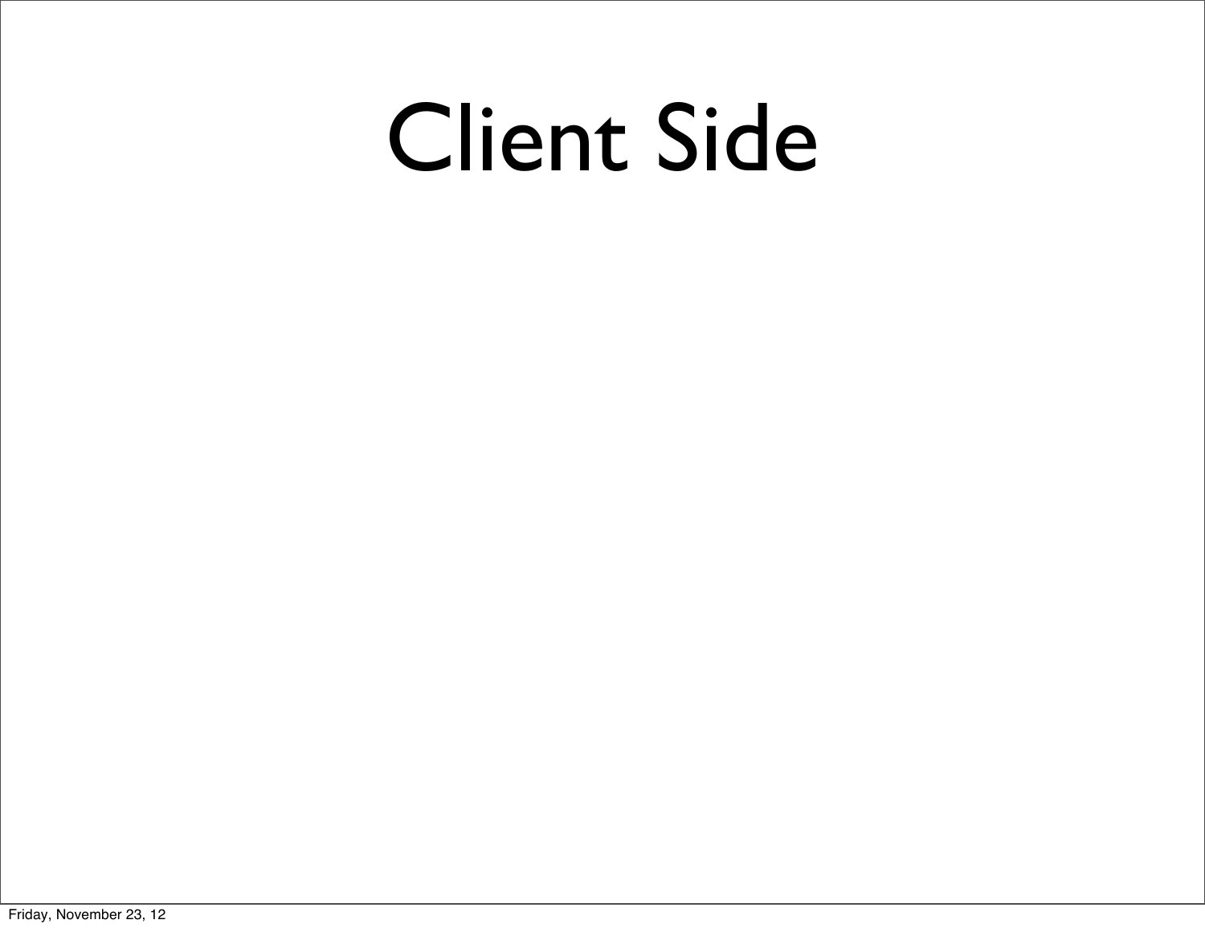# Client Side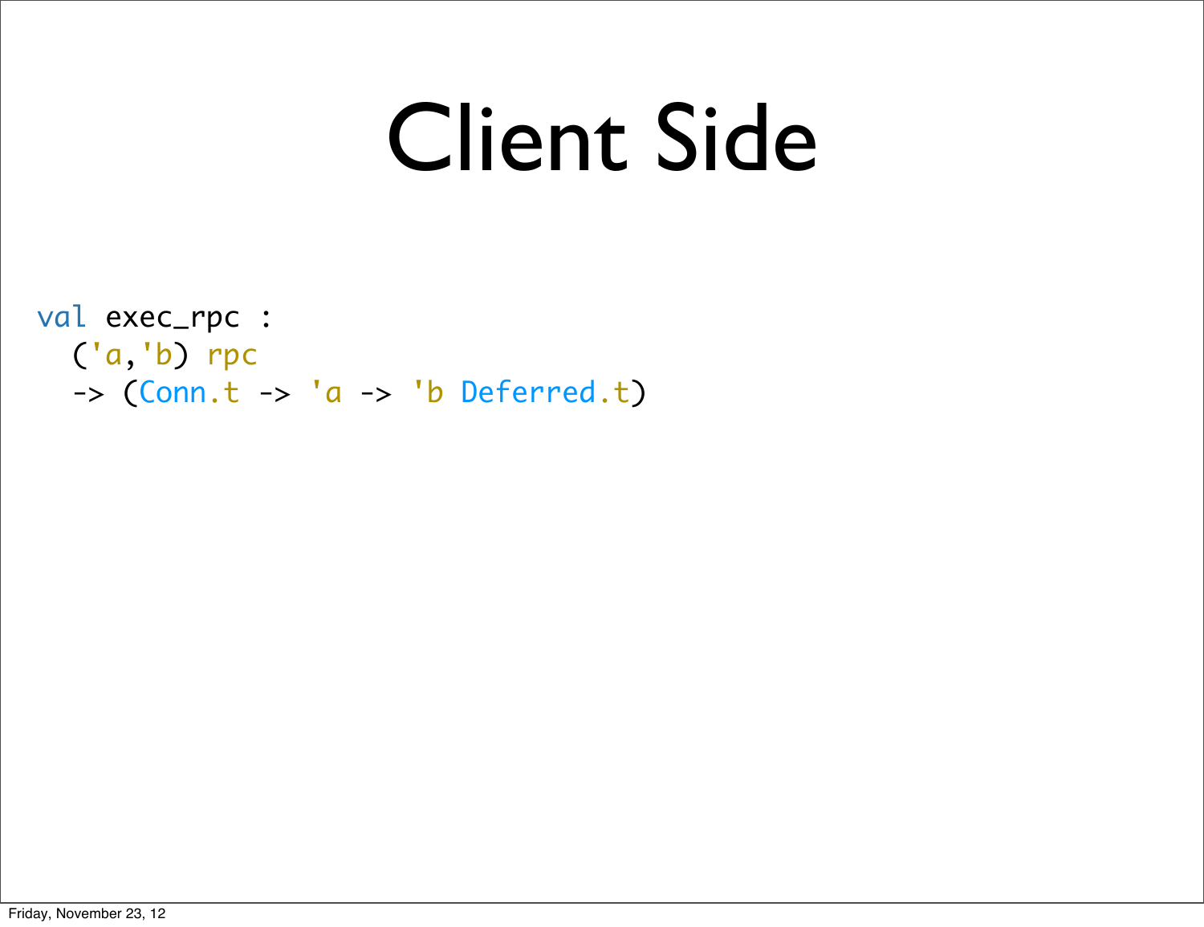# Client Side

```
val exec_rpc :
  ('a,'b) rpc
  -> (Conn.t -> 'a -> 'b Deferred.t)
```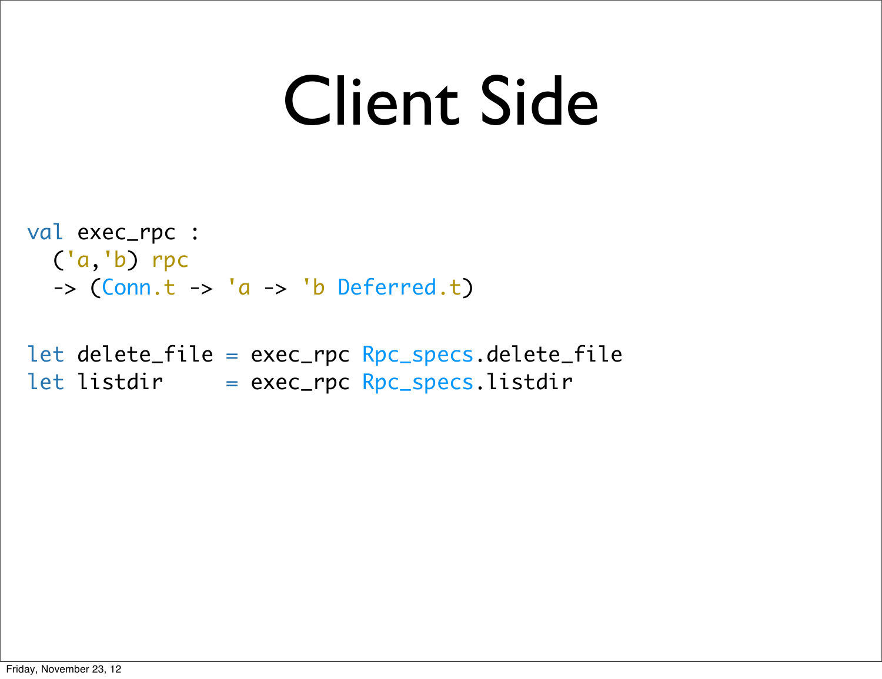# Client Side

```
val exec_rpc :
  ('a,'b) rpc
  -> (Conn.t -> 'a -> 'b Deferred.t)

let delete_file = exec_rpc Rpc_specs.delete_file
let listdir     = exec_rpc Rpc_specs.listdir
```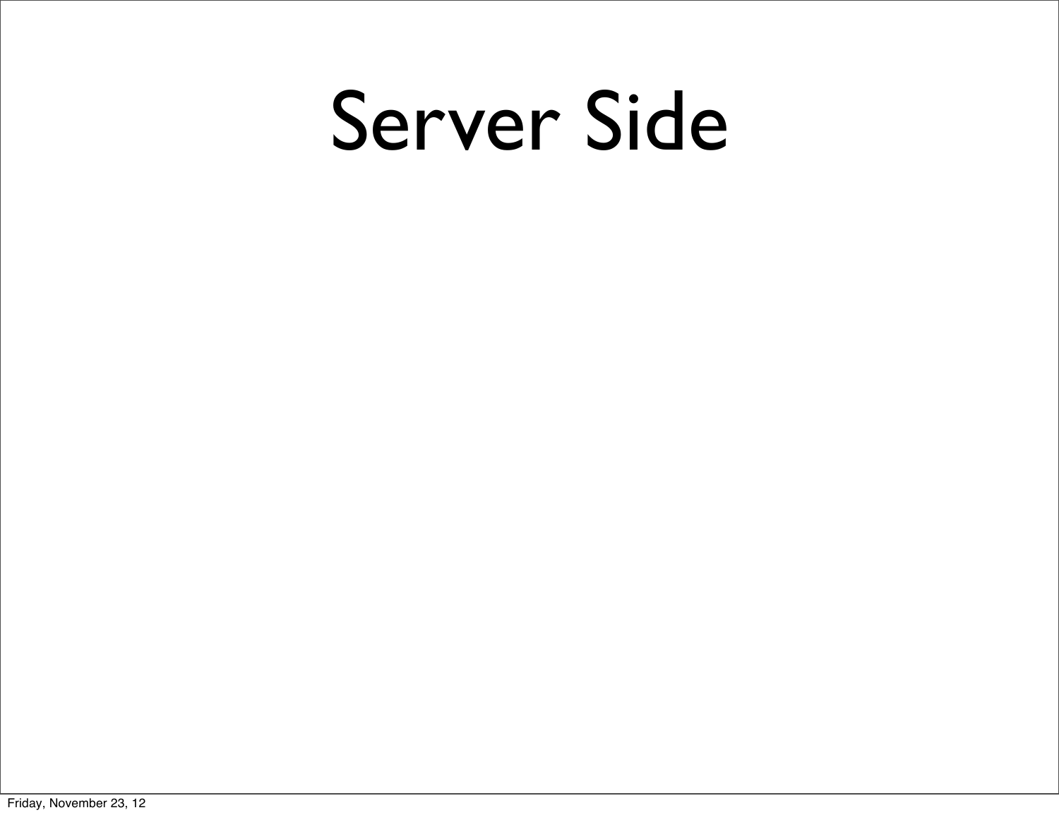# Server Side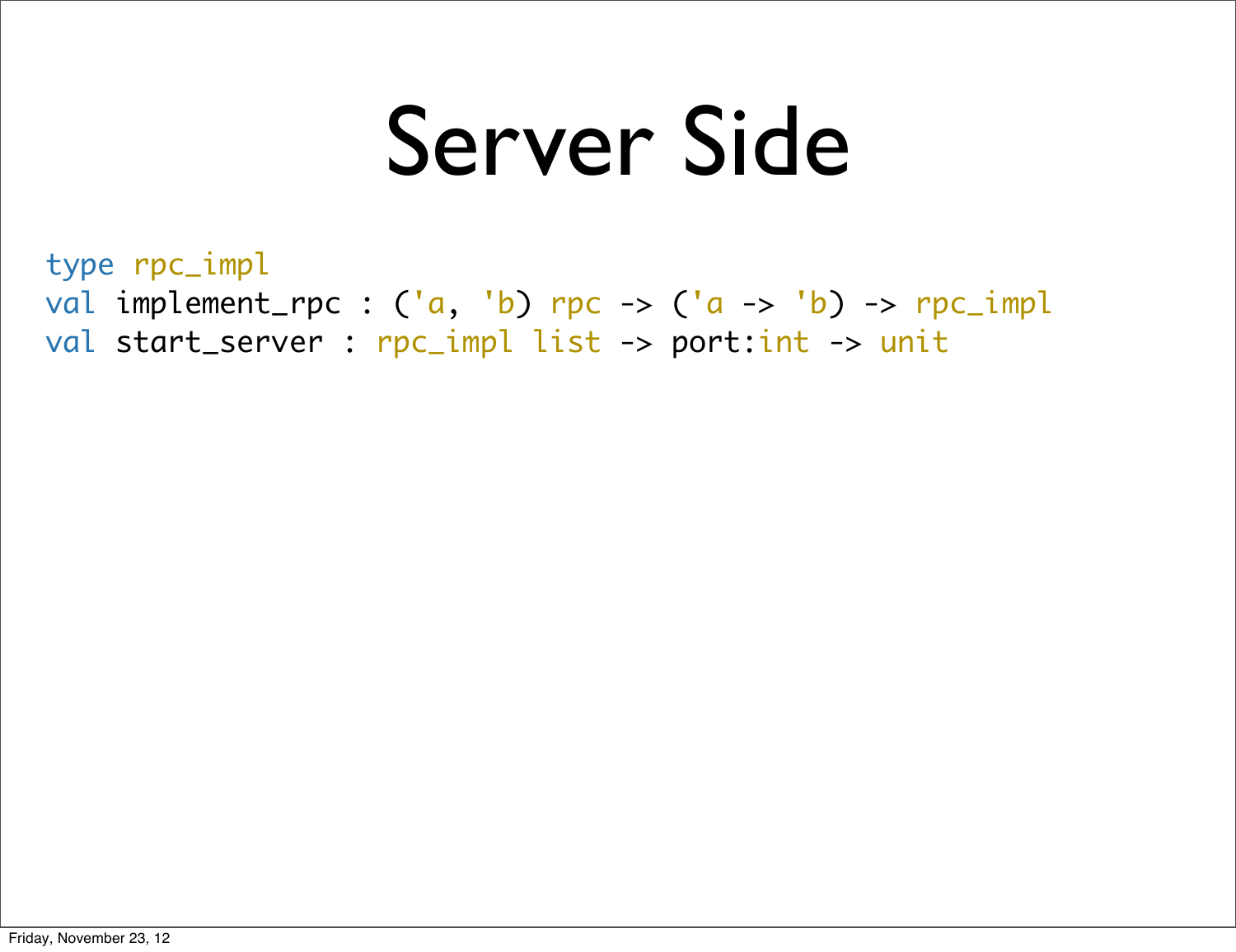# Server Side

```
type rpc_impl
val implement_rpc : ('a, 'b) rpc -> ('a -> 'b) -> rpc_impl
val start_server : rpc_impl list -> port:int -> unit
```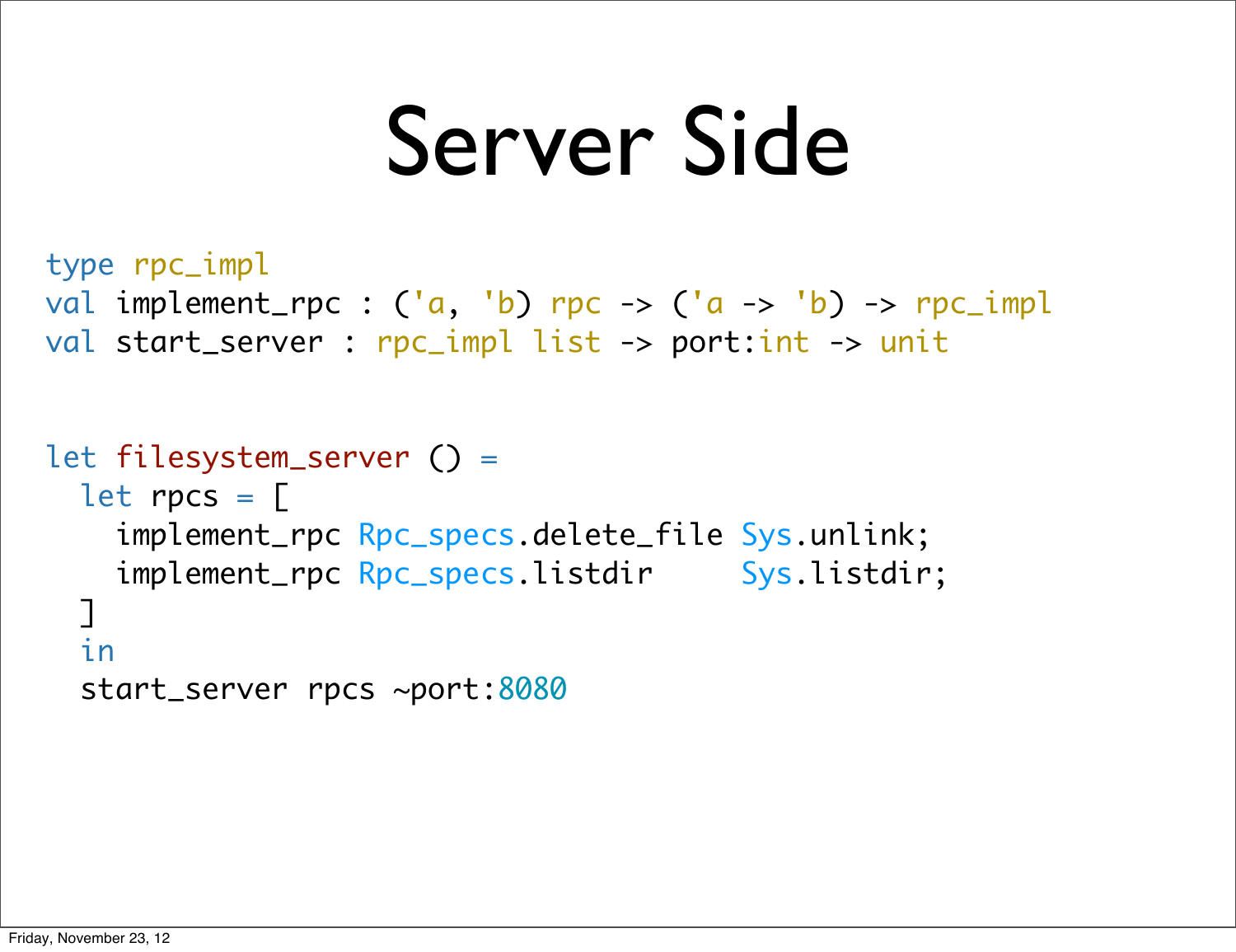# Server Side

```
type rpc_impl
val implement_rpc : ('a, 'b) rpc -> ('a -> 'b) -> rpc_impl
val start_server : rpc_impl list -> port:int -> unit


let filesystem_server () =
  let rpcs = [
    implement_rpc Rpc_specs.delete_file Sys.unlink;
    implement_rpc Rpc_specs.listdir     Sys.listdir;
  ]
  in
  start_server rpcs ~port:8080
```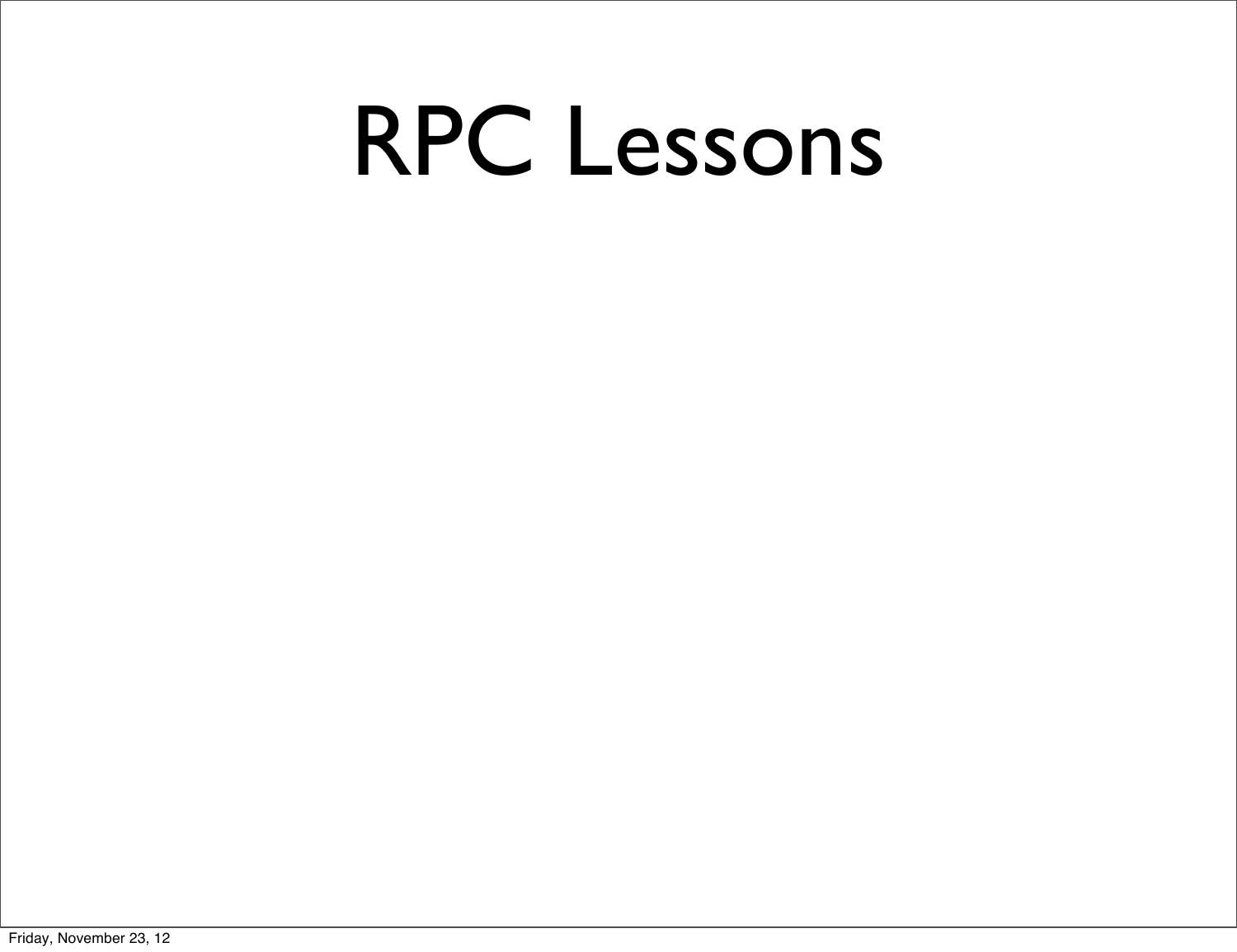# RPC Lessons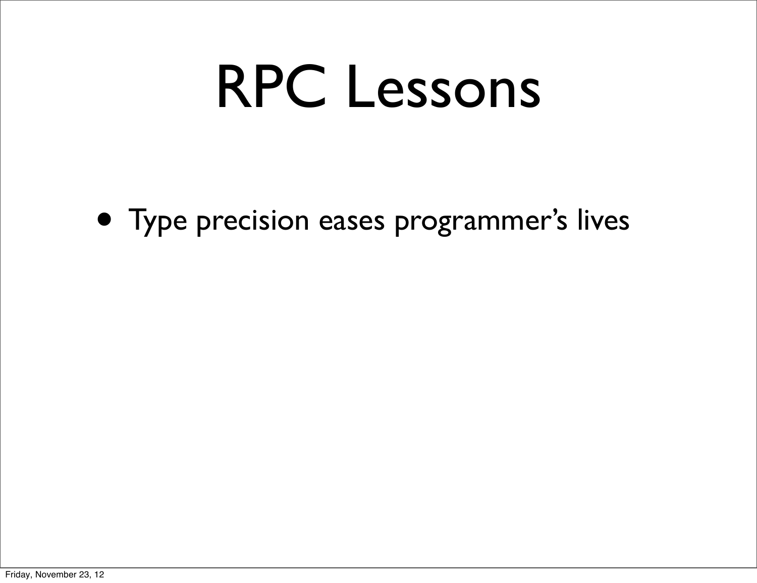# RPC Lessons

- Type precision eases programmer's lives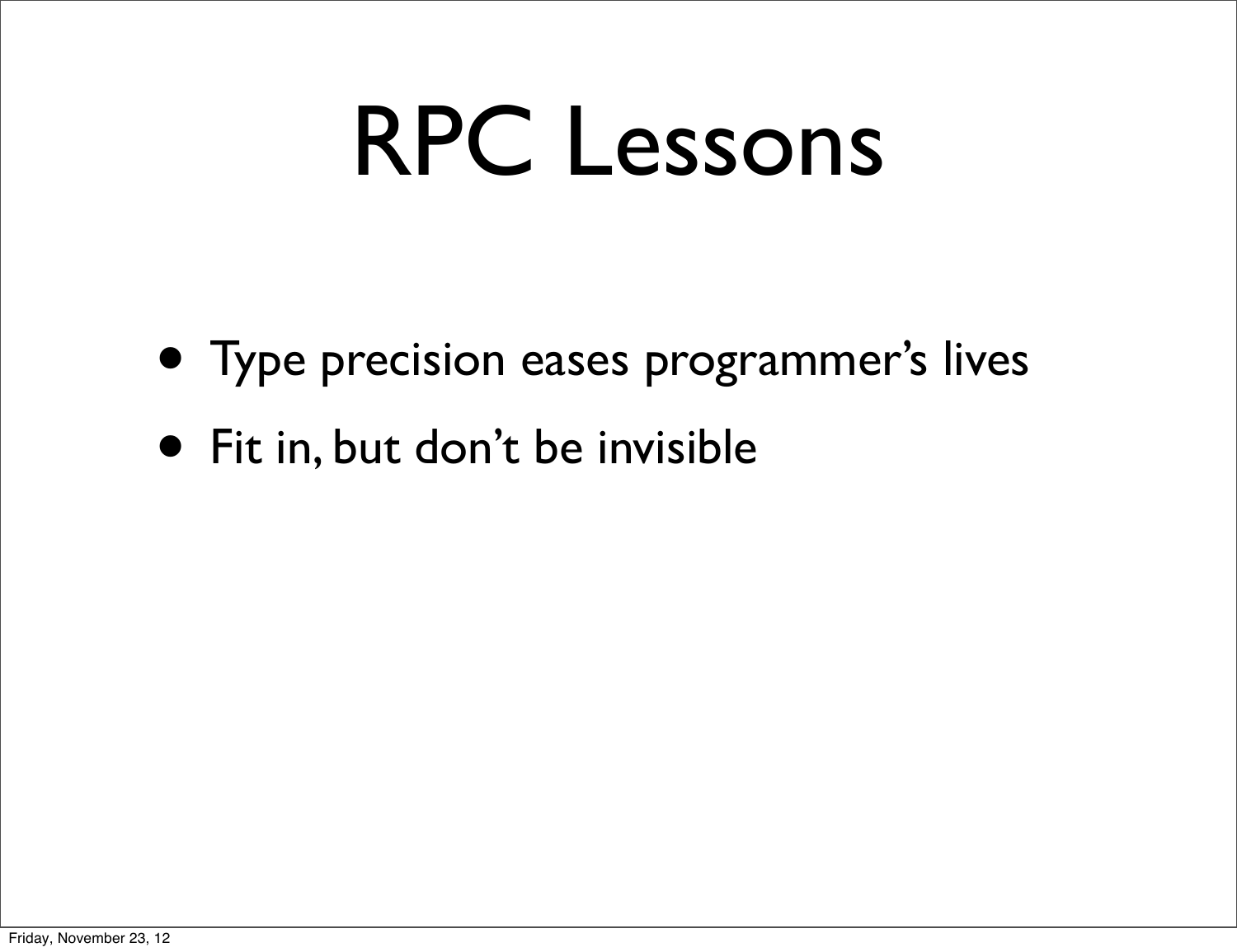# RPC Lessons

- Type precision eases programmer's lives
- Fit in, but don't be invisible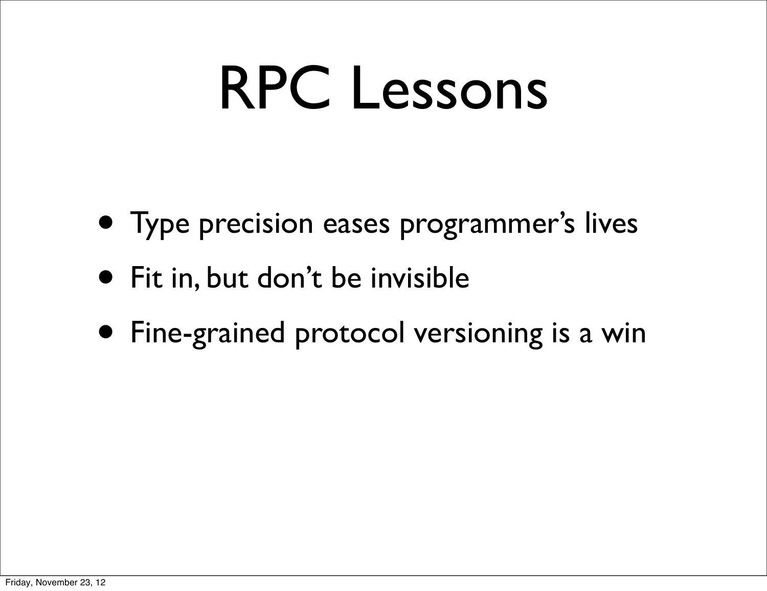# RPC Lessons

- Type precision eases programmer's lives
- Fit in, but don't be invisible
- Fine-grained protocol versioning is a win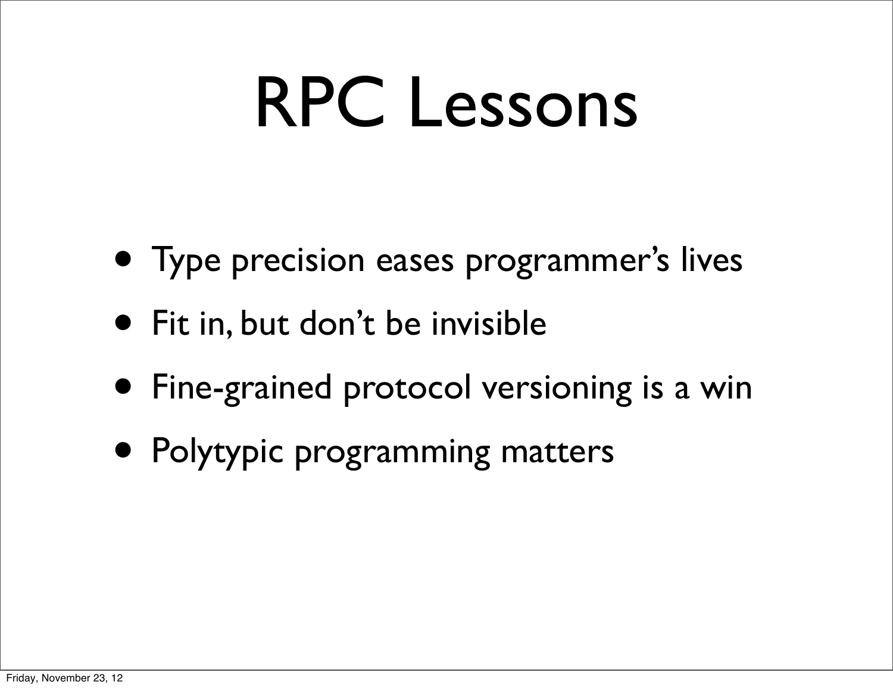# RPC Lessons

- Type precision eases programmer's lives
- Fit in, but don't be invisible
- Fine-grained protocol versioning is a win
- Polytypic programming matters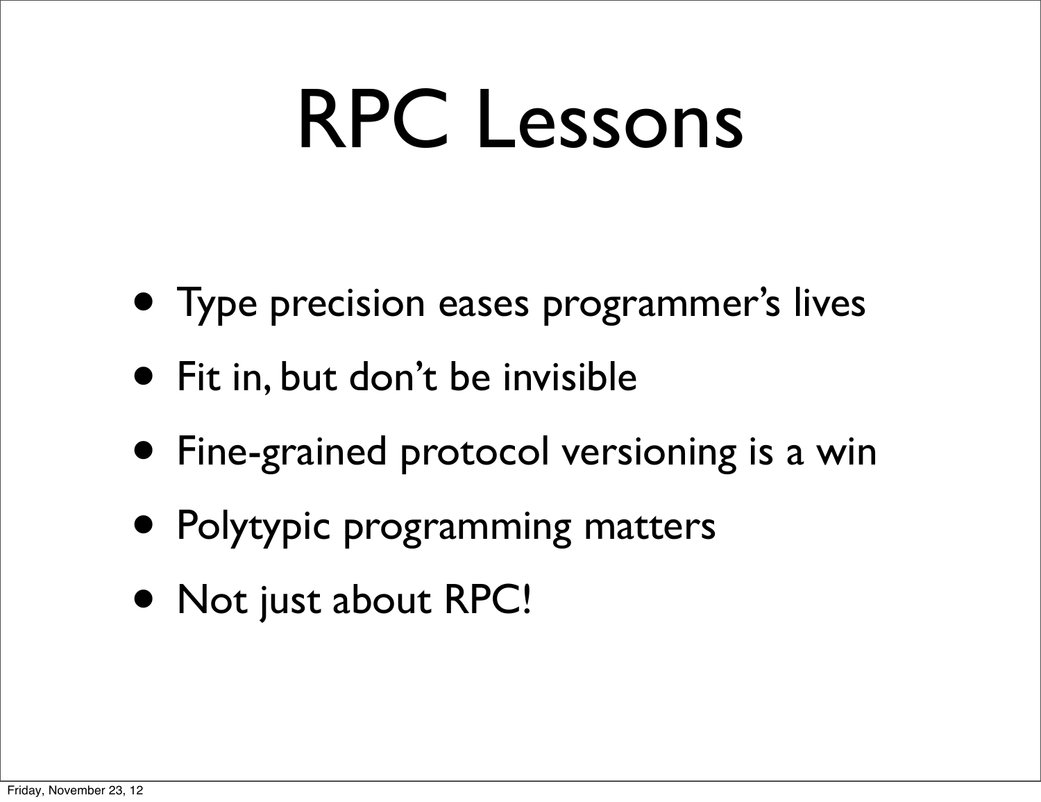# RPC Lessons

- Type precision eases programmer's lives
- Fit in, but don't be invisible
- Fine-grained protocol versioning is a win
- Polytypic programming matters
- Not just about RPC!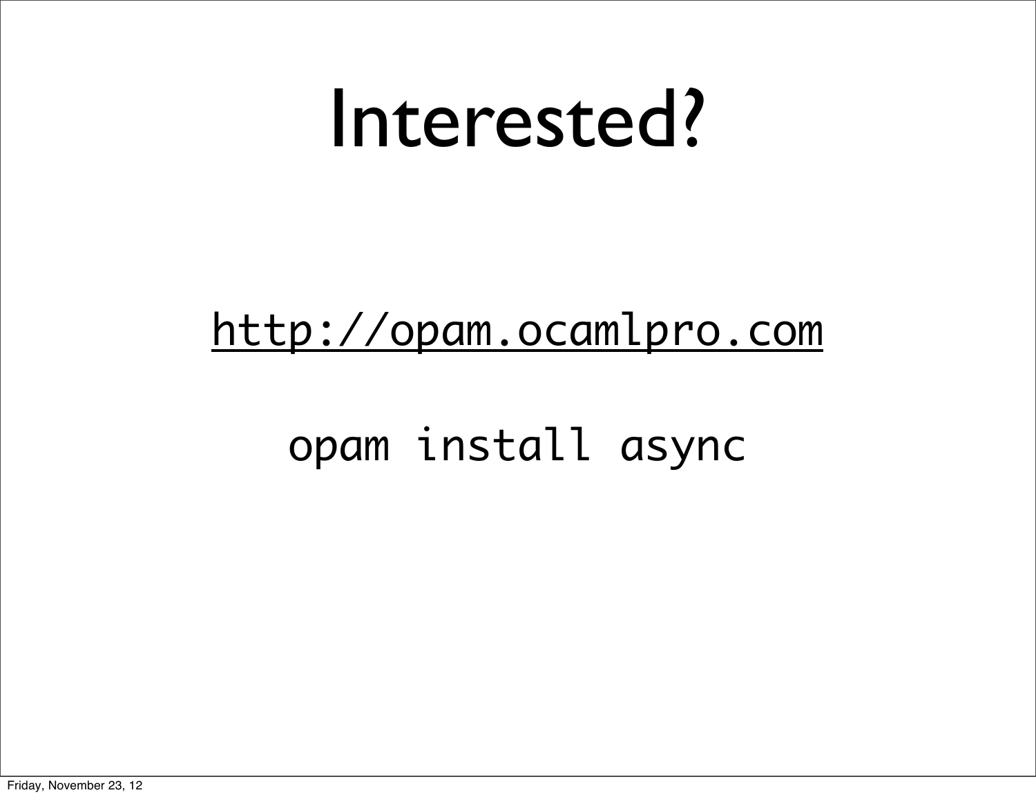# Interested?

http://opam.ocamlpro.com

```
opam install async
```